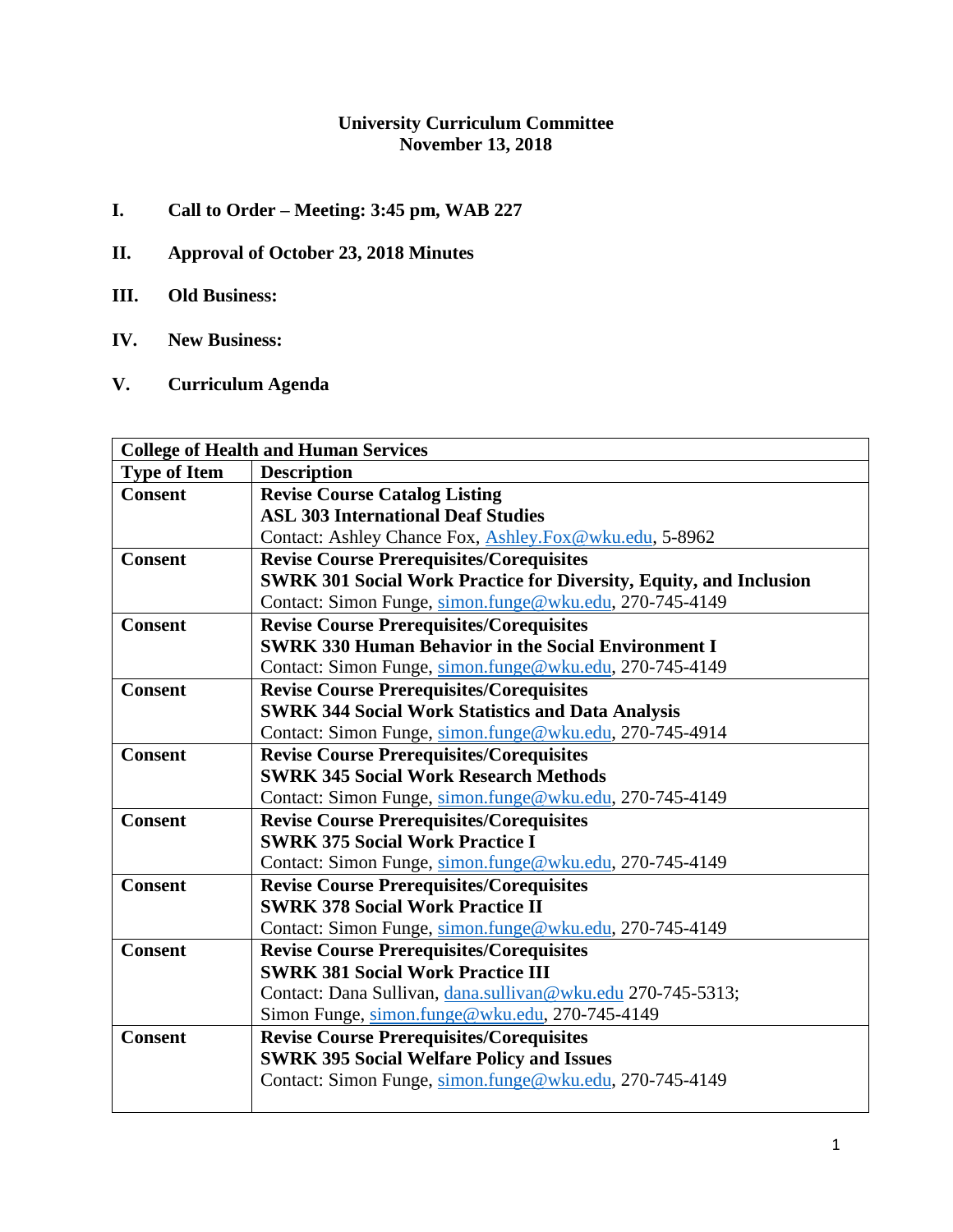**University Curriculum Committee**
**November 13, 2018**

**I. Call to Order – Meeting: 3:45 pm, WAB 227**

**II. Approval of October 23, 2018 Minutes**

**III. Old Business:**

**IV. New Business:**

**V. Curriculum Agenda**

| **College of Health and Human Services** | |
|---|---|
| **Type of Item** | **Description** |
| **Consent** | **Revise Course Catalog Listing**<br>**ASL 303 International Deaf Studies**<br>Contact: Ashley Chance Fox, Ashley.Fox@wku.edu, 5-8962 |
| **Consent** | **Revise Course Prerequisites/Corequisites**<br>**SWRK 301 Social Work Practice for Diversity, Equity, and Inclusion**<br>Contact: Simon Funge, simon.funge@wku.edu, 270-745-4149 |
| **Consent** | **Revise Course Prerequisites/Corequisites**<br>**SWRK 330 Human Behavior in the Social Environment I**<br>Contact: Simon Funge, simon.funge@wku.edu, 270-745-4149 |
| **Consent** | **Revise Course Prerequisites/Corequisites**<br>**SWRK 344 Social Work Statistics and Data Analysis**<br>Contact: Simon Funge, simon.funge@wku.edu, 270-745-4914 |
| **Consent** | **Revise Course Prerequisites/Corequisites**<br>**SWRK 345 Social Work Research Methods**<br>Contact: Simon Funge, simon.funge@wku.edu, 270-745-4149 |
| **Consent** | **Revise Course Prerequisites/Corequisites**<br>**SWRK 375 Social Work Practice I**<br>Contact: Simon Funge, simon.funge@wku.edu, 270-745-4149 |
| **Consent** | **Revise Course Prerequisites/Corequisites**<br>**SWRK 378 Social Work Practice II**<br>Contact: Simon Funge, simon.funge@wku.edu, 270-745-4149 |
| **Consent** | **Revise Course Prerequisites/Corequisites**<br>**SWRK 381 Social Work Practice III**<br>Contact: Dana Sullivan, dana.sullivan@wku.edu 270-745-5313;<br>Simon Funge, simon.funge@wku.edu, 270-745-4149 |
| **Consent** | **Revise Course Prerequisites/Corequisites**<br>**SWRK 395 Social Welfare Policy and Issues**<br>Contact: Simon Funge, simon.funge@wku.edu, 270-745-4149 |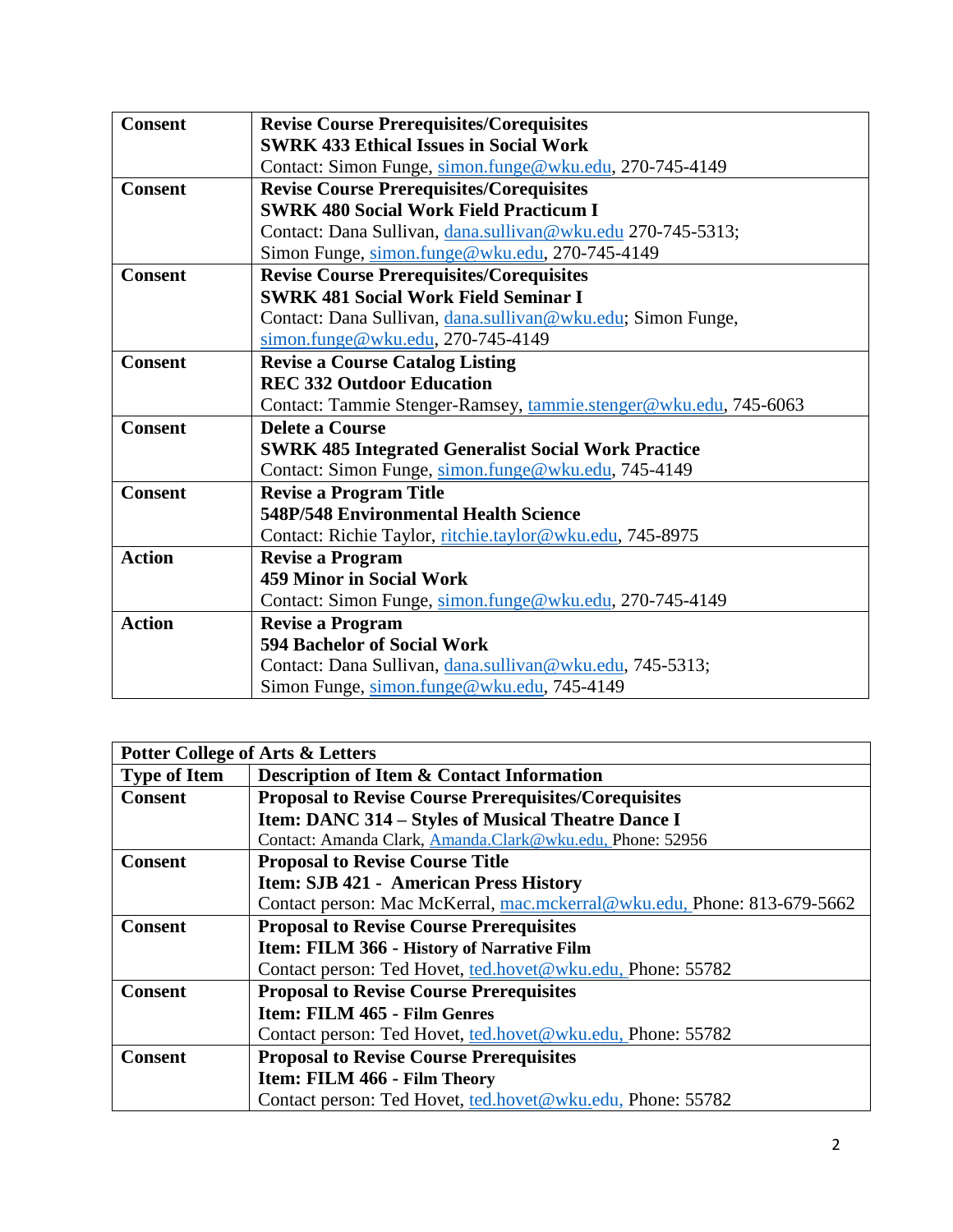| | |
|---|---|
| **Consent** | **Revise Course Prerequisites/Corequisites**<br>**SWRK 433 Ethical Issues in Social Work**<br>Contact: Simon Funge, simon.funge@wku.edu, 270-745-4149 |
| **Consent** | **Revise Course Prerequisites/Corequisites**<br>**SWRK 480 Social Work Field Practicum I**<br>Contact: Dana Sullivan, dana.sullivan@wku.edu 270-745-5313;<br>Simon Funge, simon.funge@wku.edu, 270-745-4149 |
| **Consent** | **Revise Course Prerequisites/Corequisites**<br>**SWRK 481 Social Work Field Seminar I**<br>Contact: Dana Sullivan, dana.sullivan@wku.edu; Simon Funge,<br>simon.funge@wku.edu, 270-745-4149 |
| **Consent** | **Revise a Course Catalog Listing**<br>**REC 332 Outdoor Education**<br>Contact: Tammie Stenger-Ramsey, tammie.stenger@wku.edu, 745-6063 |
| **Consent** | **Delete a Course**<br>**SWRK 485 Integrated Generalist Social Work Practice**<br>Contact: Simon Funge, simon.funge@wku.edu, 745-4149 |
| **Consent** | **Revise a Program Title**<br>**548P/548 Environmental Health Science**<br>Contact: Richie Taylor, ritchie.taylor@wku.edu, 745-8975 |
| **Action** | **Revise a Program**<br>**459 Minor in Social Work**<br>Contact: Simon Funge, simon.funge@wku.edu, 270-745-4149 |
| **Action** | **Revise a Program**<br>**594 Bachelor of Social Work**<br>Contact: Dana Sullivan, dana.sullivan@wku.edu, 745-5313;<br>Simon Funge, simon.funge@wku.edu, 745-4149 |

| **Potter College of Arts & Letters** | |
|---|---|
| **Type of Item** | **Description of Item & Contact Information** |
| **Consent** | **Proposal to Revise Course Prerequisites/Corequisites**<br>**Item: DANC 314 – Styles of Musical Theatre Dance I**<br>Contact: Amanda Clark, Amanda.Clark@wku.edu, Phone: 52956 |
| **Consent** | **Proposal to Revise Course Title**<br>**Item: SJB 421 - American Press History**<br>Contact person: Mac McKerral, mac.mckerral@wku.edu, Phone: 813-679-5662 |
| **Consent** | **Proposal to Revise Course Prerequisites**<br>**Item: FILM 366 - History of Narrative Film**<br>Contact person: Ted Hovet, ted.hovet@wku.edu, Phone: 55782 |
| **Consent** | **Proposal to Revise Course Prerequisites**<br>**Item: FILM 465 - Film Genres**<br>Contact person: Ted Hovet, ted.hovet@wku.edu, Phone: 55782 |
| **Consent** | **Proposal to Revise Course Prerequisites**<br>**Item: FILM 466 - Film Theory**<br>Contact person: Ted Hovet, ted.hovet@wku.edu, Phone: 55782 |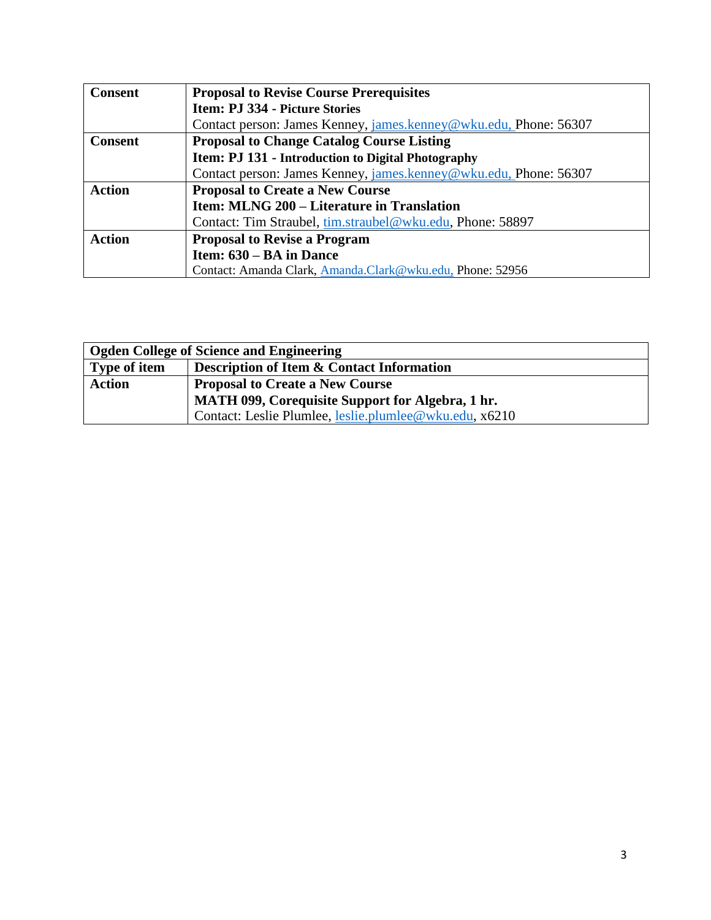| | |
|---|---|
| **Consent** | **Proposal to Revise Course Prerequisites**<br>**Item: PJ 334 - Picture Stories**<br>Contact person: James Kenney, james.kenney@wku.edu, Phone: 56307 |
| **Consent** | **Proposal to Change Catalog Course Listing**<br>**Item: PJ 131 - Introduction to Digital Photography**<br>Contact person: James Kenney, james.kenney@wku.edu, Phone: 56307 |
| **Action** | **Proposal to Create a New Course**<br>**Item: MLNG 200 – Literature in Translation**<br>Contact: Tim Straubel, tim.straubel@wku.edu, Phone: 58897 |
| **Action** | **Proposal to Revise a Program**<br>**Item: 630 – BA in Dance**<br>Contact: Amanda Clark, Amanda.Clark@wku.edu, Phone: 52956 |

| **Ogden College of Science and Engineering** | |
|---|---|
| **Type of item** | **Description of Item & Contact Information** |
| **Action** | **Proposal to Create a New Course**<br>**MATH 099, Corequisite Support for Algebra, 1 hr.**<br>Contact: Leslie Plumlee, leslie.plumlee@wku.edu, x6210 |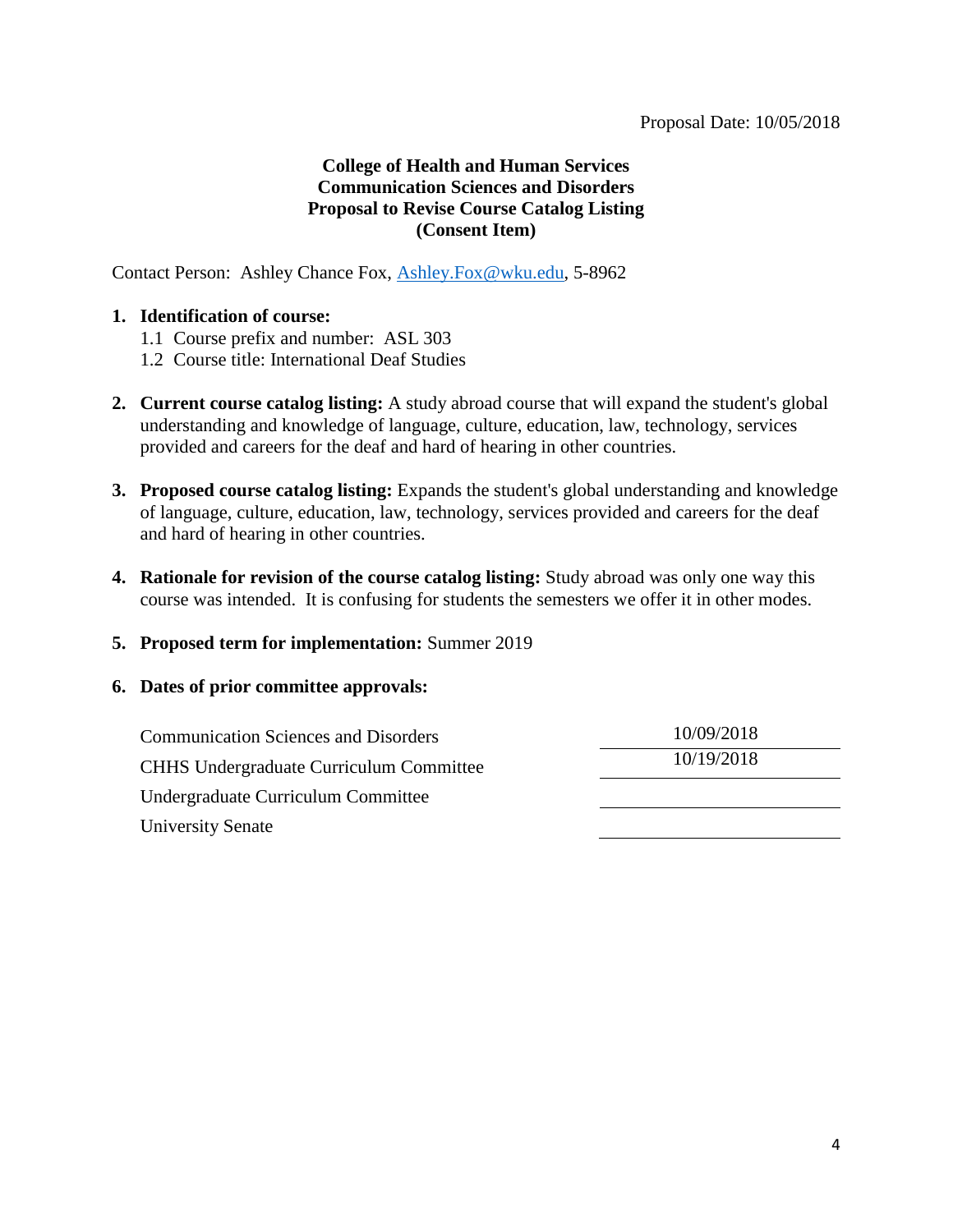Proposal Date: 10/05/2018

**College of Health and Human Services**
**Communication Sciences and Disorders**
**Proposal to Revise Course Catalog Listing**
**(Consent Item)**

Contact Person: Ashley Chance Fox, Ashley.Fox@wku.edu, 5-8962

1. **Identification of course:**
   1.1 Course prefix and number: ASL 303
   1.2 Course title: International Deaf Studies

2. **Current course catalog listing:** A study abroad course that will expand the student's global understanding and knowledge of language, culture, education, law, technology, services provided and careers for the deaf and hard of hearing in other countries.

3. **Proposed course catalog listing:** Expands the student's global understanding and knowledge of language, culture, education, law, technology, services provided and careers for the deaf and hard of hearing in other countries.

4. **Rationale for revision of the course catalog listing:** Study abroad was only one way this course was intended. It is confusing for students the semesters we offer it in other modes.

5. **Proposed term for implementation:** Summer 2019

6. **Dates of prior committee approvals:**

| | |
|---|---|
| Communication Sciences and Disorders | 10/09/2018 |
| CHHS Undergraduate Curriculum Committee | 10/19/2018 |
| Undergraduate Curriculum Committee | |
| University Senate | |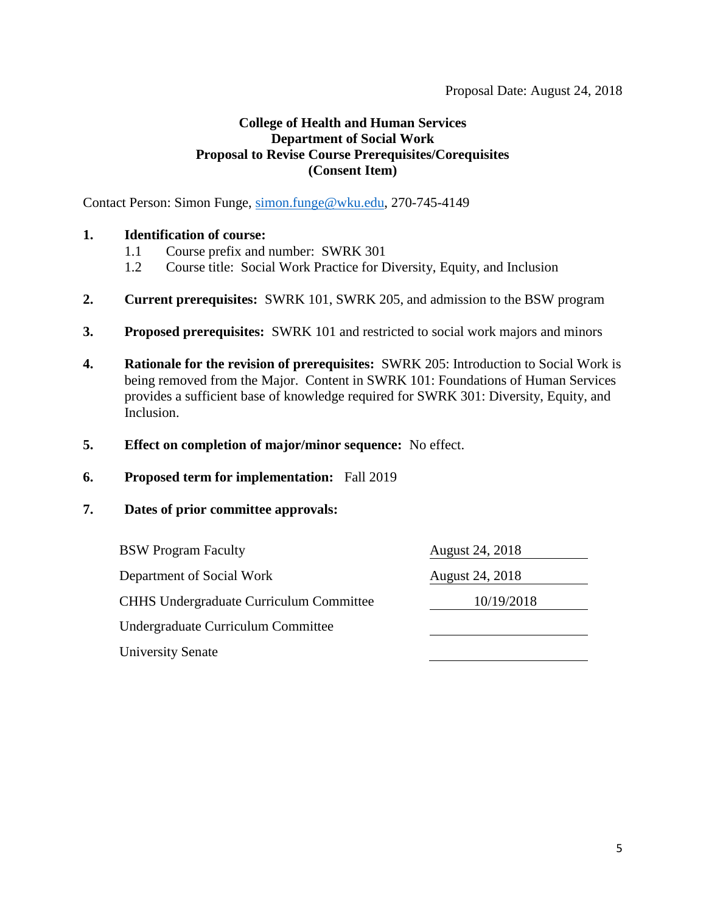Proposal Date: August 24, 2018

**College of Health and Human Services**
**Department of Social Work**
**Proposal to Revise Course Prerequisites/Corequisites**
**(Consent Item)**

Contact Person: Simon Funge, simon.funge@wku.edu, 270-745-4149

1. **Identification of course:**
   - 1.1 Course prefix and number: SWRK 301
   - 1.2 Course title: Social Work Practice for Diversity, Equity, and Inclusion

2. **Current prerequisites:** SWRK 101, SWRK 205, and admission to the BSW program

3. **Proposed prerequisites:** SWRK 101 and restricted to social work majors and minors

4. **Rationale for the revision of prerequisites:** SWRK 205: Introduction to Social Work is being removed from the Major. Content in SWRK 101: Foundations of Human Services provides a sufficient base of knowledge required for SWRK 301: Diversity, Equity, and Inclusion.

5. **Effect on completion of major/minor sequence:** No effect.

6. **Proposed term for implementation:** Fall 2019

7. **Dates of prior committee approvals:**

| | |
|---|---|
| BSW Program Faculty | August 24, 2018 |
| Department of Social Work | August 24, 2018 |
| CHHS Undergraduate Curriculum Committee | 10/19/2018 |
| Undergraduate Curriculum Committee | |
| University Senate | |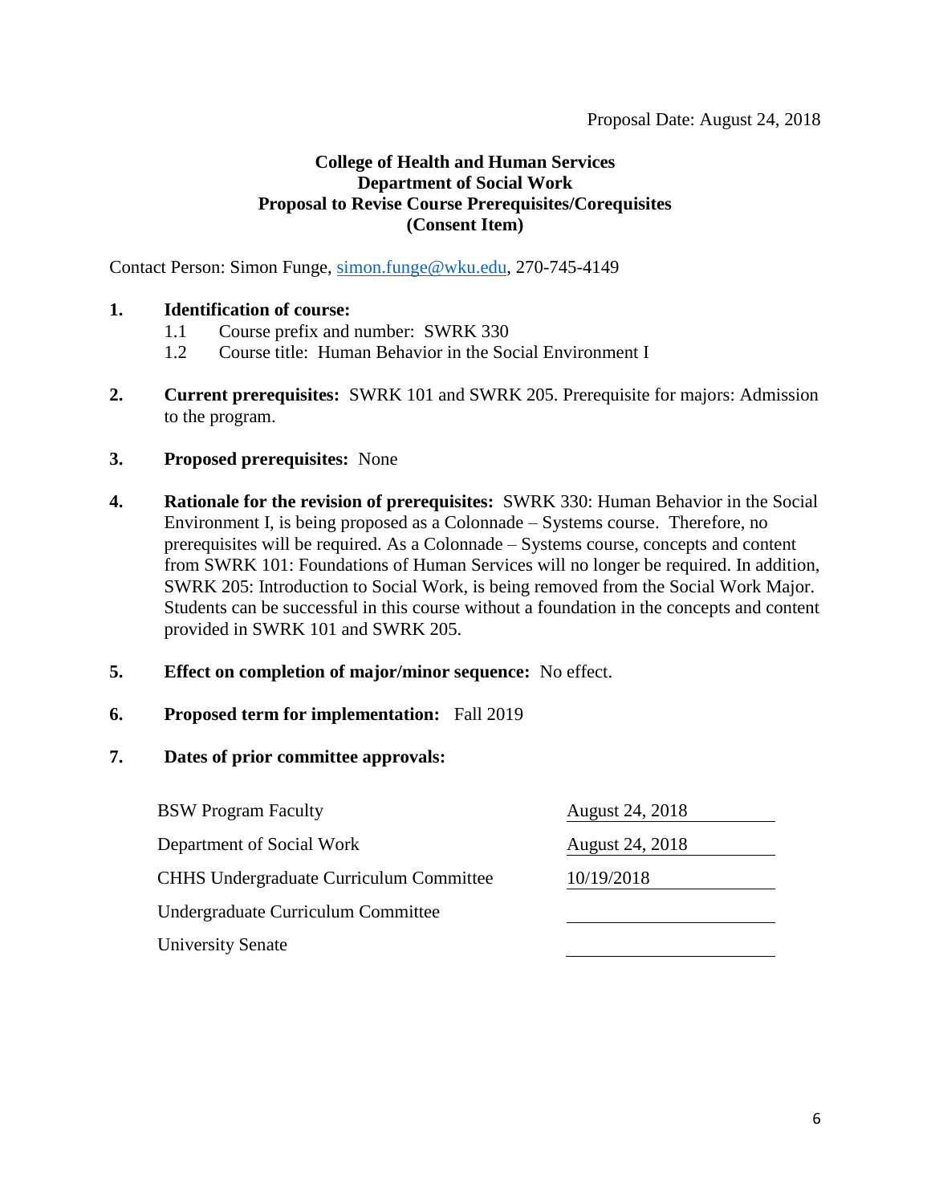Proposal Date: August 24, 2018

**College of Health and Human Services**
**Department of Social Work**
**Proposal to Revise Course Prerequisites/Corequisites**
**(Consent Item)**

Contact Person: Simon Funge, simon.funge@wku.edu, 270-745-4149

1. **Identification of course:**
   1.1 Course prefix and number: SWRK 330
   1.2 Course title: Human Behavior in the Social Environment I

2. **Current prerequisites:** SWRK 101 and SWRK 205. Prerequisite for majors: Admission to the program.

3. **Proposed prerequisites:** None

4. **Rationale for the revision of prerequisites:** SWRK 330: Human Behavior in the Social Environment I, is being proposed as a Colonnade – Systems course. Therefore, no prerequisites will be required. As a Colonnade – Systems course, concepts and content from SWRK 101: Foundations of Human Services will no longer be required. In addition, SWRK 205: Introduction to Social Work, is being removed from the Social Work Major. Students can be successful in this course without a foundation in the concepts and content provided in SWRK 101 and SWRK 205.

5. **Effect on completion of major/minor sequence:** No effect.

6. **Proposed term for implementation:** Fall 2019

7. **Dates of prior committee approvals:**

| | |
|---|---|
| BSW Program Faculty | August 24, 2018 |
| Department of Social Work | August 24, 2018 |
| CHHS Undergraduate Curriculum Committee | 10/19/2018 |
| Undergraduate Curriculum Committee | |
| University Senate | |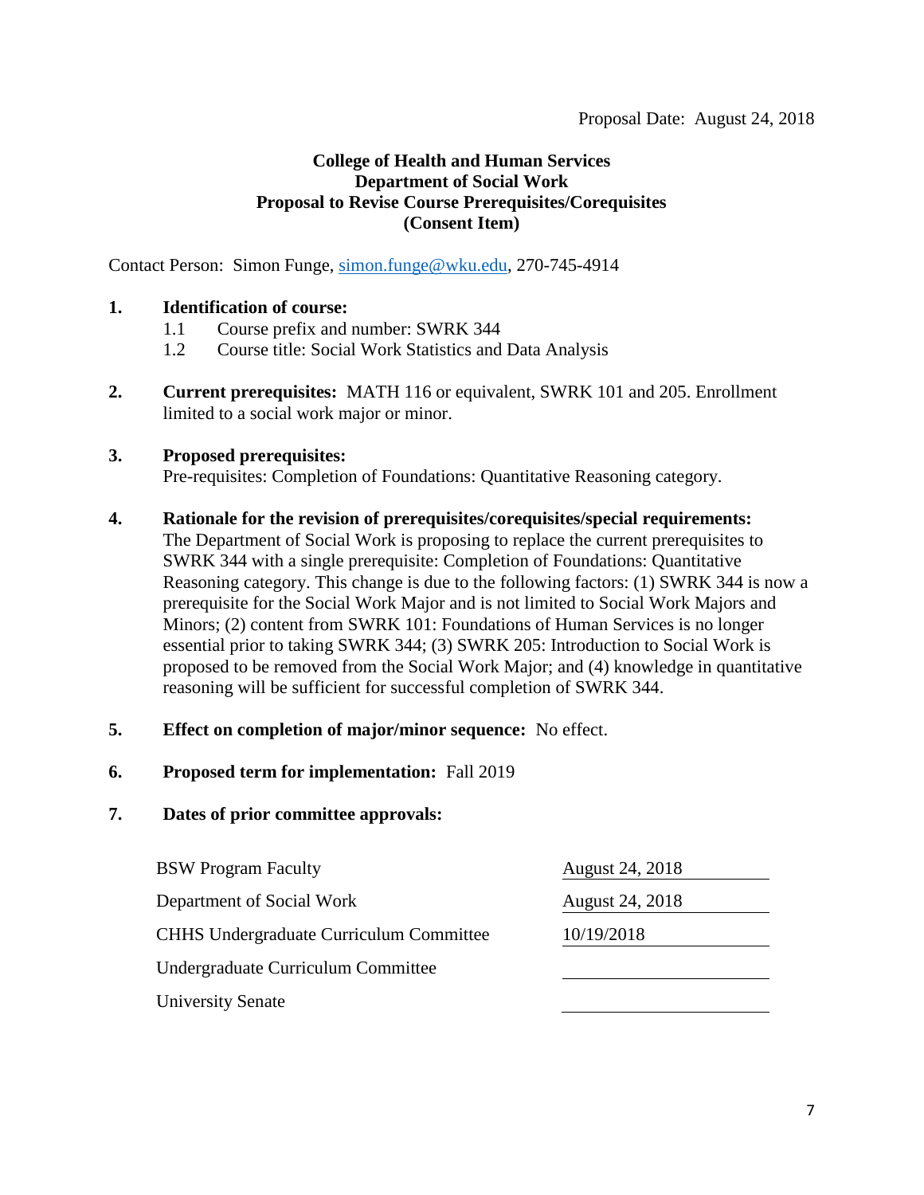Proposal Date: August 24, 2018

**College of Health and Human Services**
**Department of Social Work**
**Proposal to Revise Course Prerequisites/Corequisites**
**(Consent Item)**

Contact Person: Simon Funge, simon.funge@wku.edu, 270-745-4914

1. **Identification of course:**
   - 1.1 Course prefix and number: SWRK 344
   - 1.2 Course title: Social Work Statistics and Data Analysis

2. **Current prerequisites:** MATH 116 or equivalent, SWRK 101 and 205. Enrollment limited to a social work major or minor.

3. **Proposed prerequisites:**
   Pre-requisites: Completion of Foundations: Quantitative Reasoning category.

4. **Rationale for the revision of prerequisites/corequisites/special requirements:**
   The Department of Social Work is proposing to replace the current prerequisites to SWRK 344 with a single prerequisite: Completion of Foundations: Quantitative Reasoning category. This change is due to the following factors: (1) SWRK 344 is now a prerequisite for the Social Work Major and is not limited to Social Work Majors and Minors; (2) content from SWRK 101: Foundations of Human Services is no longer essential prior to taking SWRK 344; (3) SWRK 205: Introduction to Social Work is proposed to be removed from the Social Work Major; and (4) knowledge in quantitative reasoning will be sufficient for successful completion of SWRK 344.

5. **Effect on completion of major/minor sequence:** No effect.

6. **Proposed term for implementation:** Fall 2019

7. **Dates of prior committee approvals:**

| | |
|---|---|
| BSW Program Faculty | August 24, 2018 |
| Department of Social Work | August 24, 2018 |
| CHHS Undergraduate Curriculum Committee | 10/19/2018 |
| Undergraduate Curriculum Committee | |
| University Senate | |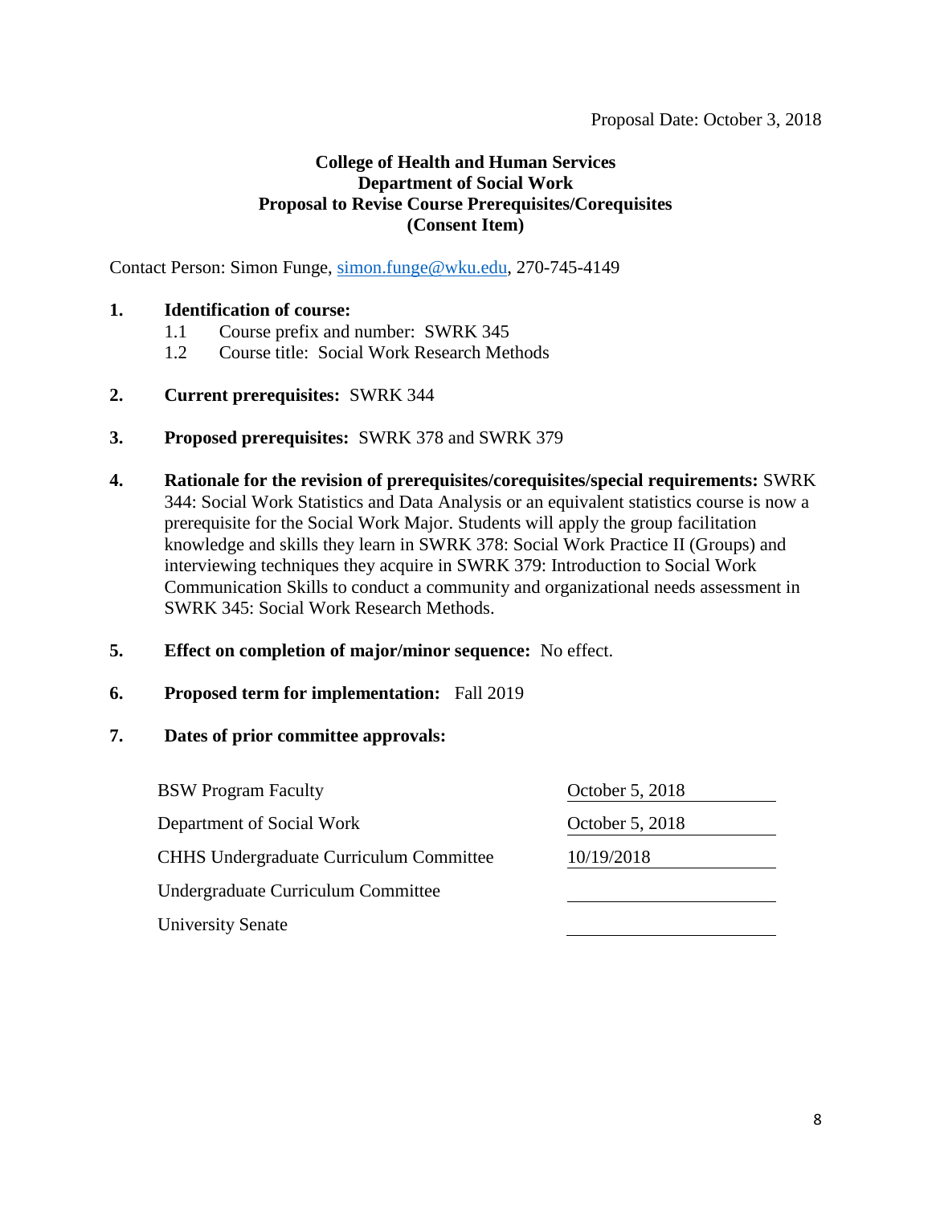Proposal Date: October 3, 2018

**College of Health and Human Services**
**Department of Social Work**
**Proposal to Revise Course Prerequisites/Corequisites**
**(Consent Item)**

Contact Person: Simon Funge, simon.funge@wku.edu, 270-745-4149

1. **Identification of course:**
   - 1.1 Course prefix and number: SWRK 345
   - 1.2 Course title: Social Work Research Methods

2. **Current prerequisites:** SWRK 344

3. **Proposed prerequisites:** SWRK 378 and SWRK 379

4. **Rationale for the revision of prerequisites/corequisites/special requirements:** SWRK 344: Social Work Statistics and Data Analysis or an equivalent statistics course is now a prerequisite for the Social Work Major. Students will apply the group facilitation knowledge and skills they learn in SWRK 378: Social Work Practice II (Groups) and interviewing techniques they acquire in SWRK 379: Introduction to Social Work Communication Skills to conduct a community and organizational needs assessment in SWRK 345: Social Work Research Methods.

5. **Effect on completion of major/minor sequence:** No effect.

6. **Proposed term for implementation:** Fall 2019

7. **Dates of prior committee approvals:**

| | |
|---|---|
| BSW Program Faculty | October 5, 2018 |
| Department of Social Work | October 5, 2018 |
| CHHS Undergraduate Curriculum Committee | 10/19/2018 |
| Undergraduate Curriculum Committee | |
| University Senate | |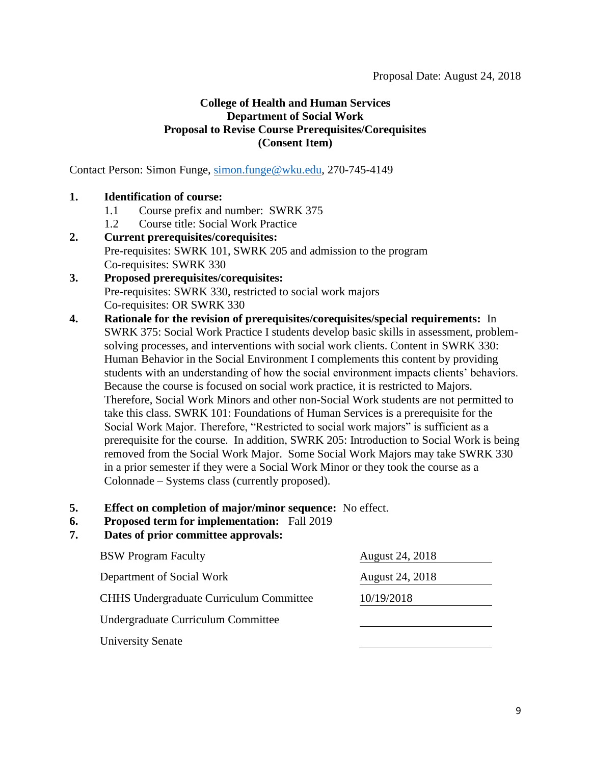Proposal Date: August 24, 2018

**College of Health and Human Services**
**Department of Social Work**
**Proposal to Revise Course Prerequisites/Corequisites**
**(Consent Item)**

Contact Person: Simon Funge, simon.funge@wku.edu, 270-745-4149

1. **Identification of course:**
   - 1.1 Course prefix and number: SWRK 375
   - 1.2 Course title: Social Work Practice
2. **Current prerequisites/corequisites:**
   Pre-requisites: SWRK 101, SWRK 205 and admission to the program
   Co-requisites: SWRK 330
3. **Proposed prerequisites/corequisites:**
   Pre-requisites: SWRK 330, restricted to social work majors
   Co-requisites: OR SWRK 330
4. **Rationale for the revision of prerequisites/corequisites/special requirements:** In SWRK 375: Social Work Practice I students develop basic skills in assessment, problem-solving processes, and interventions with social work clients. Content in SWRK 330: Human Behavior in the Social Environment I complements this content by providing students with an understanding of how the social environment impacts clients' behaviors. Because the course is focused on social work practice, it is restricted to Majors. Therefore, Social Work Minors and other non-Social Work students are not permitted to take this class. SWRK 101: Foundations of Human Services is a prerequisite for the Social Work Major. Therefore, "Restricted to social work majors" is sufficient as a prerequisite for the course. In addition, SWRK 205: Introduction to Social Work is being removed from the Social Work Major. Some Social Work Majors may take SWRK 330 in a prior semester if they were a Social Work Minor or they took the course as a Colonnade – Systems class (currently proposed).

5. **Effect on completion of major/minor sequence:** No effect.
6. **Proposed term for implementation:** Fall 2019
7. **Dates of prior committee approvals:**

| | |
|---|---|
| BSW Program Faculty | August 24, 2018 |
| Department of Social Work | August 24, 2018 |
| CHHS Undergraduate Curriculum Committee | 10/19/2018 |
| Undergraduate Curriculum Committee | |
| University Senate | |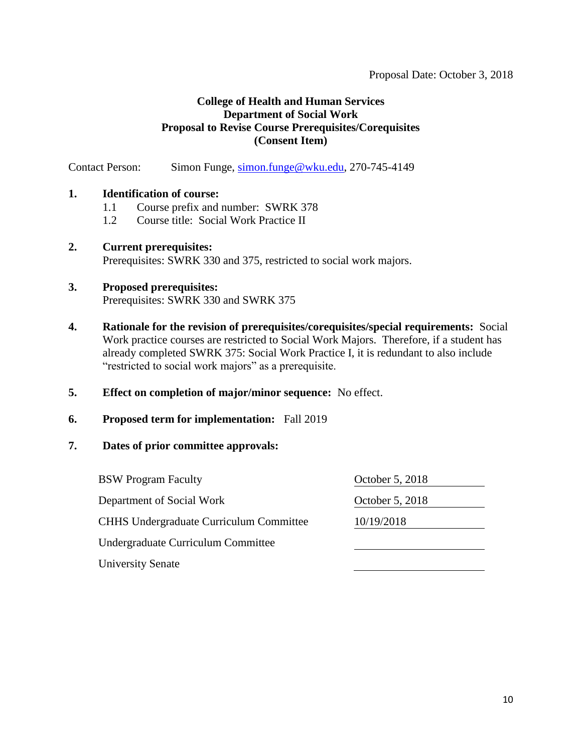Proposal Date: October 3, 2018

**College of Health and Human Services**
**Department of Social Work**
**Proposal to Revise Course Prerequisites/Corequisites**
**(Consent Item)**

Contact Person: Simon Funge, simon.funge@wku.edu, 270-745-4149

1. **Identification of course:**
   1.1 Course prefix and number: SWRK 378
   1.2 Course title: Social Work Practice II

2. **Current prerequisites:**
   Prerequisites: SWRK 330 and 375, restricted to social work majors.

3. **Proposed prerequisites:**
   Prerequisites: SWRK 330 and SWRK 375

4. **Rationale for the revision of prerequisites/corequisites/special requirements:** Social Work practice courses are restricted to Social Work Majors. Therefore, if a student has already completed SWRK 375: Social Work Practice I, it is redundant to also include "restricted to social work majors" as a prerequisite.

5. **Effect on completion of major/minor sequence:** No effect.

6. **Proposed term for implementation:** Fall 2019

7. **Dates of prior committee approvals:**

| | |
|---|---|
| BSW Program Faculty | October 5, 2018 |
| Department of Social Work | October 5, 2018 |
| CHHS Undergraduate Curriculum Committee | 10/19/2018 |
| Undergraduate Curriculum Committee | |
| University Senate | |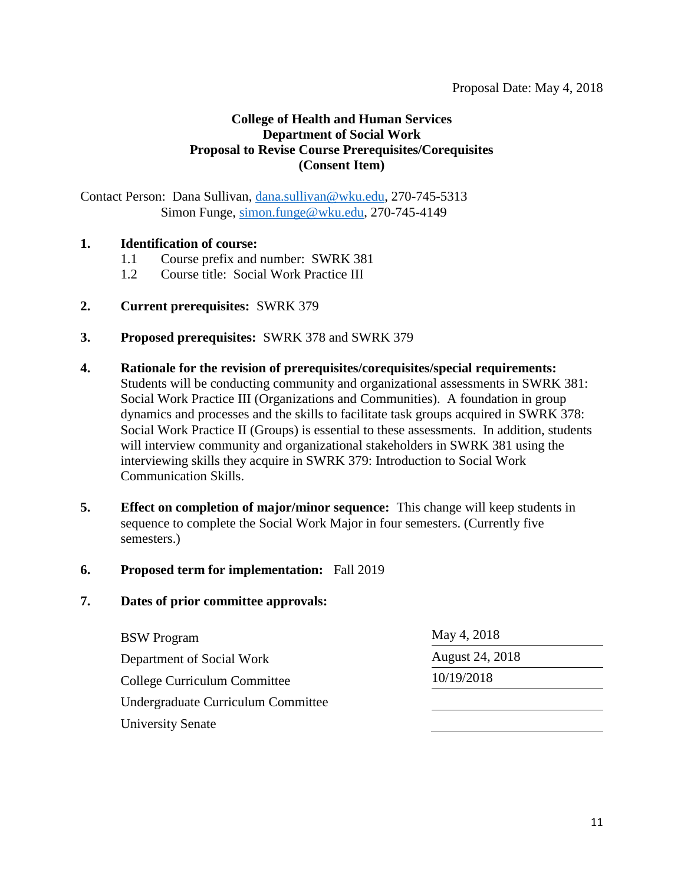Proposal Date: May 4, 2018

**College of Health and Human Services**
**Department of Social Work**
**Proposal to Revise Course Prerequisites/Corequisites**
**(Consent Item)**

Contact Person: Dana Sullivan, dana.sullivan@wku.edu, 270-745-5313
Simon Funge, simon.funge@wku.edu, 270-745-4149

**1. Identification of course:**

1.1 Course prefix and number: SWRK 381
1.2 Course title: Social Work Practice III

**2. Current prerequisites:** SWRK 379

**3. Proposed prerequisites:** SWRK 378 and SWRK 379

**4. Rationale for the revision of prerequisites/corequisites/special requirements:**
Students will be conducting community and organizational assessments in SWRK 381: Social Work Practice III (Organizations and Communities). A foundation in group dynamics and processes and the skills to facilitate task groups acquired in SWRK 378: Social Work Practice II (Groups) is essential to these assessments. In addition, students will interview community and organizational stakeholders in SWRK 381 using the interviewing skills they acquire in SWRK 379: Introduction to Social Work Communication Skills.

**5. Effect on completion of major/minor sequence:** This change will keep students in sequence to complete the Social Work Major in four semesters. (Currently five semesters.)

**6. Proposed term for implementation:** Fall 2019

**7. Dates of prior committee approvals:**

| | |
|---|---|
| BSW Program | May 4, 2018 |
| Department of Social Work | August 24, 2018 |
| College Curriculum Committee | 10/19/2018 |
| Undergraduate Curriculum Committee | |
| University Senate | |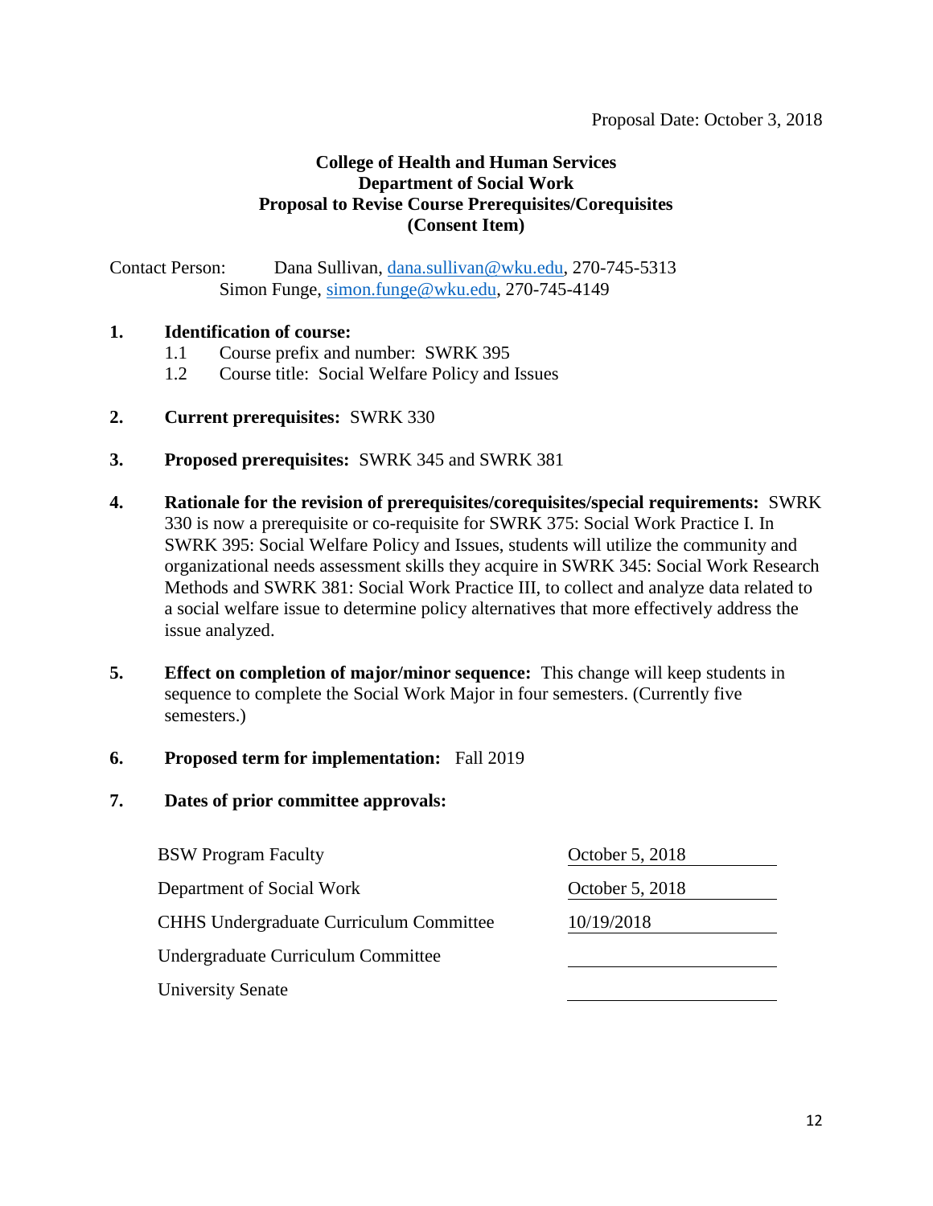Proposal Date: October 3, 2018

**College of Health and Human Services**
**Department of Social Work**
**Proposal to Revise Course Prerequisites/Corequisites**
**(Consent Item)**

Contact Person: Dana Sullivan, dana.sullivan@wku.edu, 270-745-5313
Simon Funge, simon.funge@wku.edu, 270-745-4149

1. **Identification of course:**
   1.1 Course prefix and number: SWRK 395
   1.2 Course title: Social Welfare Policy and Issues

2. **Current prerequisites:** SWRK 330

3. **Proposed prerequisites:** SWRK 345 and SWRK 381

4. **Rationale for the revision of prerequisites/corequisites/special requirements:** SWRK 330 is now a prerequisite or co-requisite for SWRK 375: Social Work Practice I. In SWRK 395: Social Welfare Policy and Issues, students will utilize the community and organizational needs assessment skills they acquire in SWRK 345: Social Work Research Methods and SWRK 381: Social Work Practice III, to collect and analyze data related to a social welfare issue to determine policy alternatives that more effectively address the issue analyzed.

5. **Effect on completion of major/minor sequence:** This change will keep students in sequence to complete the Social Work Major in four semesters. (Currently five semesters.)

6. **Proposed term for implementation:** Fall 2019

7. **Dates of prior committee approvals:**

| | |
|---|---|
| BSW Program Faculty | October 5, 2018 |
| Department of Social Work | October 5, 2018 |
| CHHS Undergraduate Curriculum Committee | 10/19/2018 |
| Undergraduate Curriculum Committee | |
| University Senate | |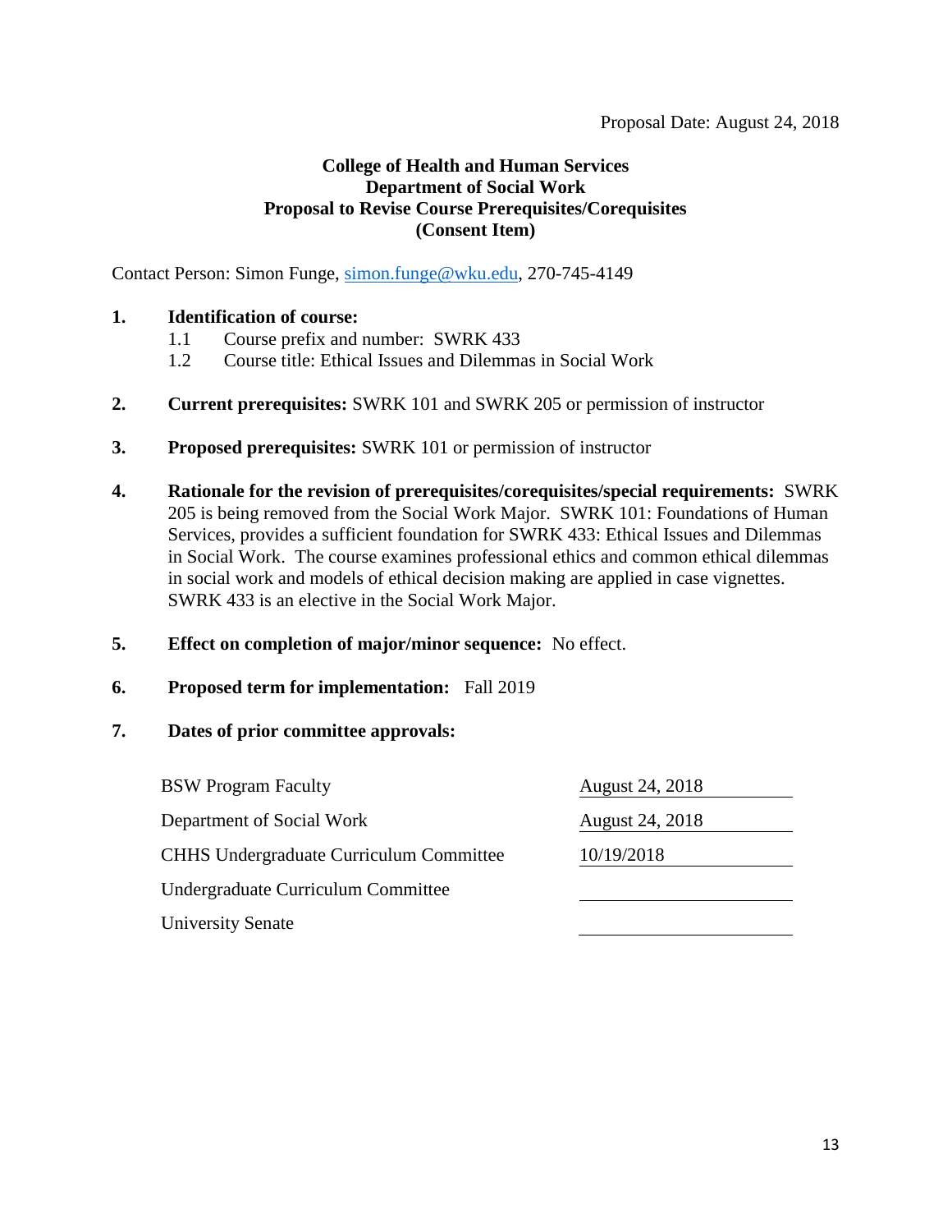Proposal Date: August 24, 2018

**College of Health and Human Services**
**Department of Social Work**
**Proposal to Revise Course Prerequisites/Corequisites**
**(Consent Item)**

Contact Person: Simon Funge, simon.funge@wku.edu, 270-745-4149

1. **Identification of course:**
   1.1 Course prefix and number: SWRK 433
   1.2 Course title: Ethical Issues and Dilemmas in Social Work

2. **Current prerequisites:** SWRK 101 and SWRK 205 or permission of instructor

3. **Proposed prerequisites:** SWRK 101 or permission of instructor

4. **Rationale for the revision of prerequisites/corequisites/special requirements:** SWRK 205 is being removed from the Social Work Major. SWRK 101: Foundations of Human Services, provides a sufficient foundation for SWRK 433: Ethical Issues and Dilemmas in Social Work. The course examines professional ethics and common ethical dilemmas in social work and models of ethical decision making are applied in case vignettes. SWRK 433 is an elective in the Social Work Major.

5. **Effect on completion of major/minor sequence:** No effect.

6. **Proposed term for implementation:** Fall 2019

7. **Dates of prior committee approvals:**

| | |
|---|---|
| BSW Program Faculty | August 24, 2018 |
| Department of Social Work | August 24, 2018 |
| CHHS Undergraduate Curriculum Committee | 10/19/2018 |
| Undergraduate Curriculum Committee | |
| University Senate | |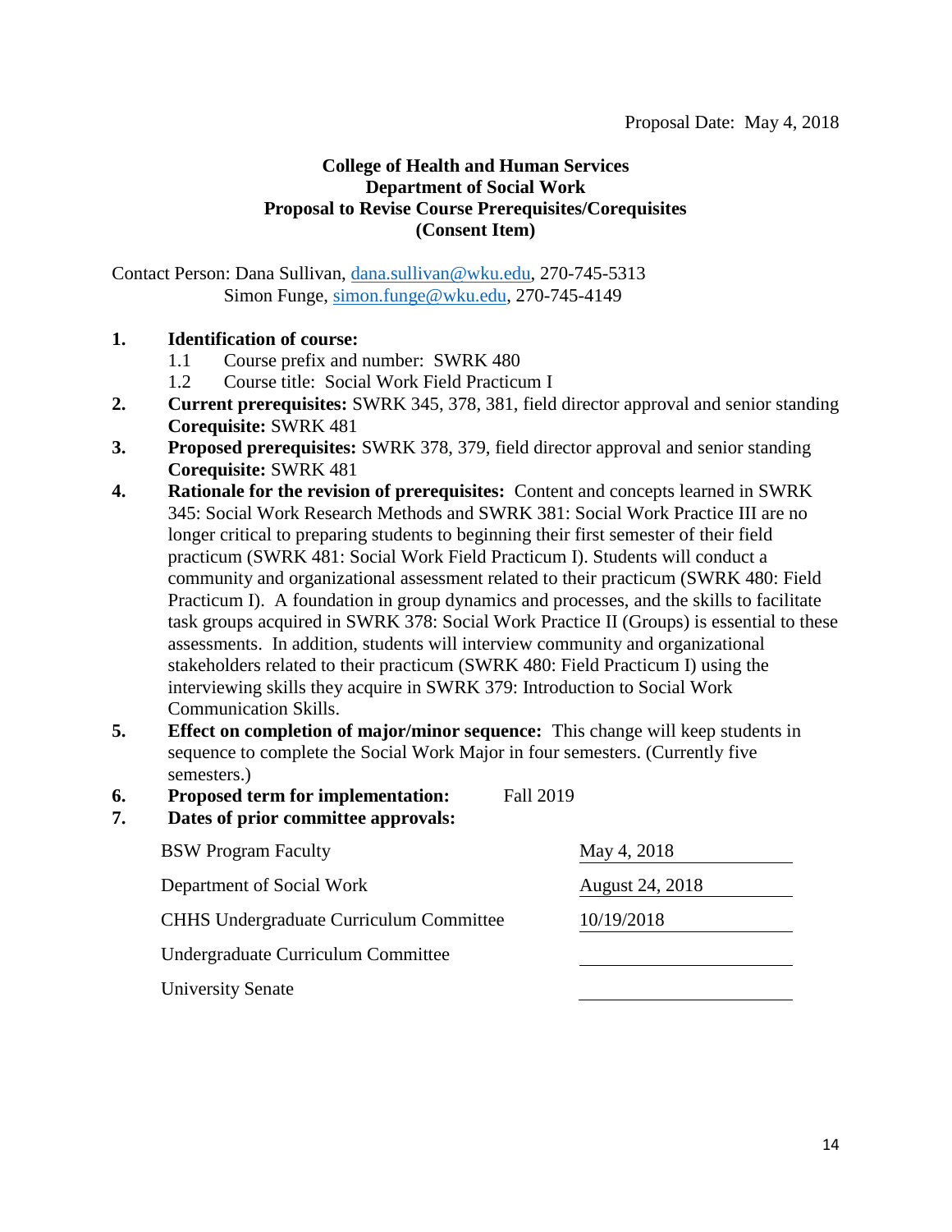Proposal Date: May 4, 2018

**College of Health and Human Services**
**Department of Social Work**
**Proposal to Revise Course Prerequisites/Corequisites**
**(Consent Item)**

Contact Person: Dana Sullivan, dana.sullivan@wku.edu, 270-745-5313
Simon Funge, simon.funge@wku.edu, 270-745-4149

1. **Identification of course:**
   - 1.1 Course prefix and number: SWRK 480
   - 1.2 Course title: Social Work Field Practicum I
2. **Current prerequisites:** SWRK 345, 378, 381, field director approval and senior standing
   **Corequisite:** SWRK 481
3. **Proposed prerequisites:** SWRK 378, 379, field director approval and senior standing
   **Corequisite:** SWRK 481
4. **Rationale for the revision of prerequisites:** Content and concepts learned in SWRK 345: Social Work Research Methods and SWRK 381: Social Work Practice III are no longer critical to preparing students to beginning their first semester of their field practicum (SWRK 481: Social Work Field Practicum I). Students will conduct a community and organizational assessment related to their practicum (SWRK 480: Field Practicum I). A foundation in group dynamics and processes, and the skills to facilitate task groups acquired in SWRK 378: Social Work Practice II (Groups) is essential to these assessments. In addition, students will interview community and organizational stakeholders related to their practicum (SWRK 480: Field Practicum I) using the interviewing skills they acquire in SWRK 379: Introduction to Social Work Communication Skills.
5. **Effect on completion of major/minor sequence:** This change will keep students in sequence to complete the Social Work Major in four semesters. (Currently five semesters.)
6. **Proposed term for implementation:** Fall 2019
7. **Dates of prior committee approvals:**

| | |
|---|---|
| BSW Program Faculty | May 4, 2018 |
| Department of Social Work | August 24, 2018 |
| CHHS Undergraduate Curriculum Committee | 10/19/2018 |
| Undergraduate Curriculum Committee | |
| University Senate | |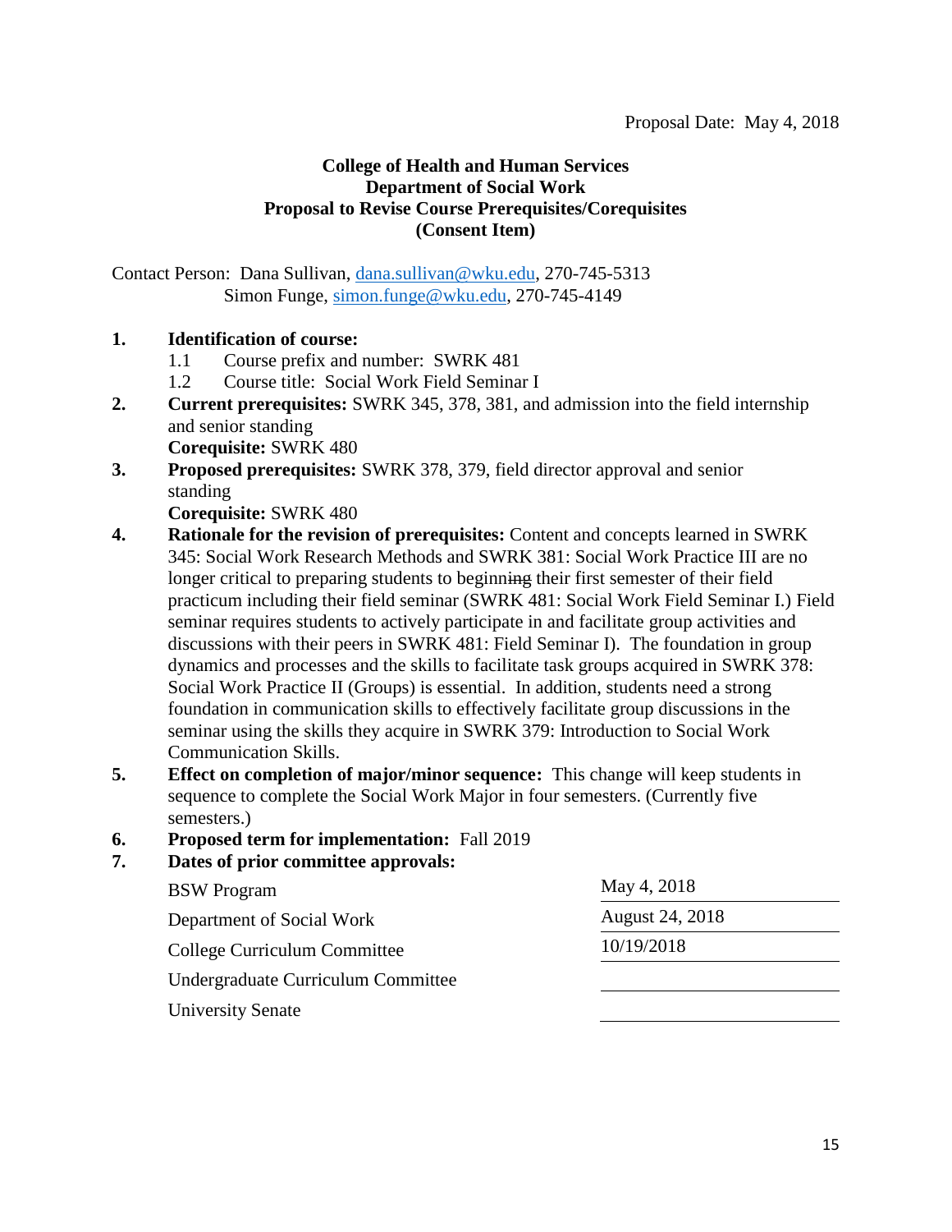Proposal Date: May 4, 2018

**College of Health and Human Services**
**Department of Social Work**
**Proposal to Revise Course Prerequisites/Corequisites**
**(Consent Item)**

Contact Person: Dana Sullivan, dana.sullivan@wku.edu, 270-745-5313
Simon Funge, simon.funge@wku.edu, 270-745-4149

1. **Identification of course:**
   1.1 Course prefix and number: SWRK 481
   1.2 Course title: Social Work Field Seminar I
2. **Current prerequisites:** SWRK 345, 378, 381, and admission into the field internship and senior standing
   **Corequisite:** SWRK 480
3. **Proposed prerequisites:** SWRK 378, 379, field director approval and senior standing
   **Corequisite:** SWRK 480
4. **Rationale for the revision of prerequisites:** Content and concepts learned in SWRK 345: Social Work Research Methods and SWRK 381: Social Work Practice III are no longer critical to preparing students to begin~~ning~~ their first semester of their field practicum including their field seminar (SWRK 481: Social Work Field Seminar I.) Field seminar requires students to actively participate in and facilitate group activities and discussions with their peers in SWRK 481: Field Seminar I). The foundation in group dynamics and processes and the skills to facilitate task groups acquired in SWRK 378: Social Work Practice II (Groups) is essential. In addition, students need a strong foundation in communication skills to effectively facilitate group discussions in the seminar using the skills they acquire in SWRK 379: Introduction to Social Work Communication Skills.
5. **Effect on completion of major/minor sequence:** This change will keep students in sequence to complete the Social Work Major in four semesters. (Currently five semesters.)
6. **Proposed term for implementation:** Fall 2019
7. **Dates of prior committee approvals:**

| | |
|---|---|
| BSW Program | May 4, 2018 |
| Department of Social Work | August 24, 2018 |
| College Curriculum Committee | 10/19/2018 |
| Undergraduate Curriculum Committee | |
| University Senate | |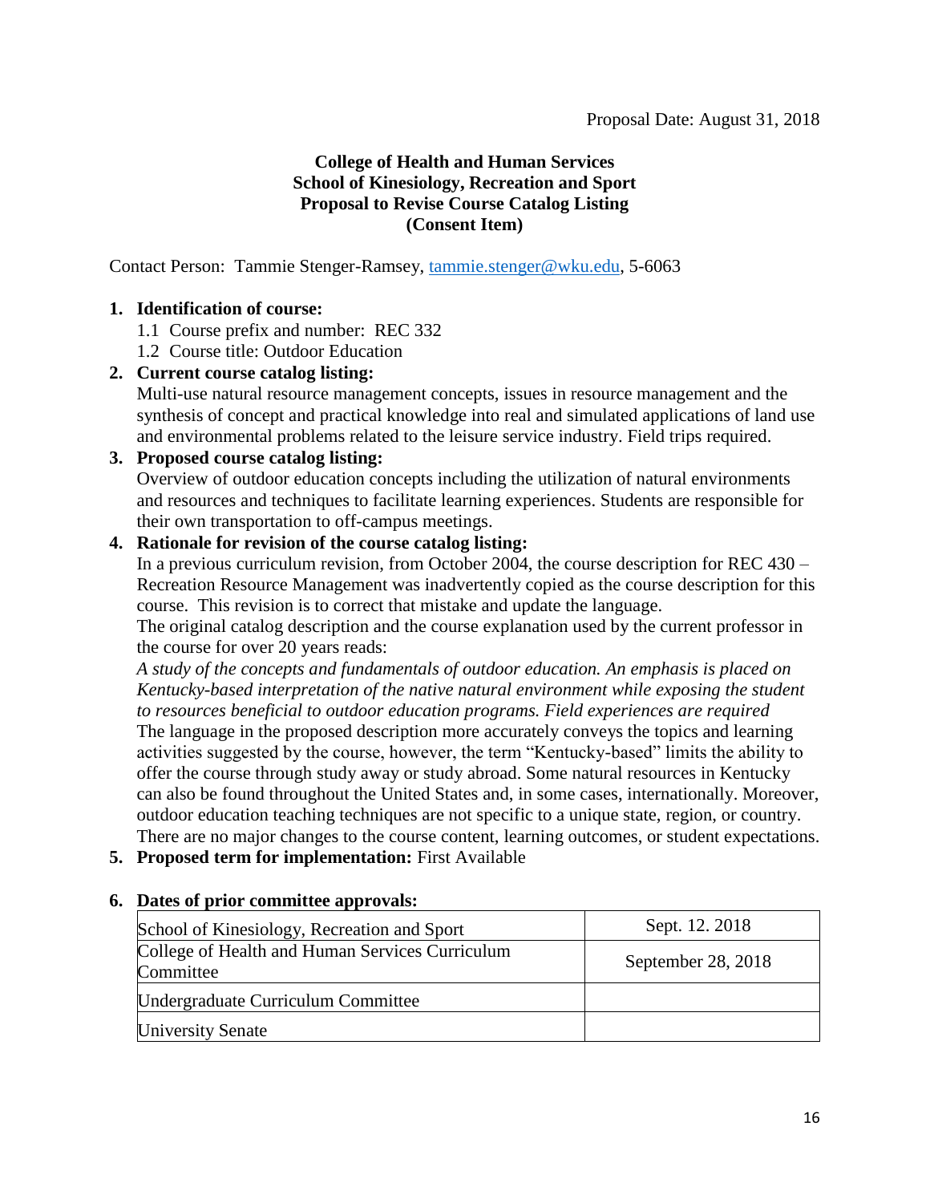Proposal Date: August 31, 2018

**College of Health and Human Services**
**School of Kinesiology, Recreation and Sport**
**Proposal to Revise Course Catalog Listing**
**(Consent Item)**

Contact Person: Tammie Stenger-Ramsey, tammie.stenger@wku.edu, 5-6063

1. **Identification of course:**
   1.1 Course prefix and number: REC 332
   1.2 Course title: Outdoor Education
2. **Current course catalog listing:**
   Multi-use natural resource management concepts, issues in resource management and the synthesis of concept and practical knowledge into real and simulated applications of land use and environmental problems related to the leisure service industry. Field trips required.
3. **Proposed course catalog listing:**
   Overview of outdoor education concepts including the utilization of natural environments and resources and techniques to facilitate learning experiences. Students are responsible for their own transportation to off-campus meetings.
4. **Rationale for revision of the course catalog listing:**
   In a previous curriculum revision, from October 2004, the course description for REC 430 – Recreation Resource Management was inadvertently copied as the course description for this course. This revision is to correct that mistake and update the language.
   The original catalog description and the course explanation used by the current professor in the course for over 20 years reads:
   *A study of the concepts and fundamentals of outdoor education. An emphasis is placed on Kentucky-based interpretation of the native natural environment while exposing the student to resources beneficial to outdoor education programs. Field experiences are required*
   The language in the proposed description more accurately conveys the topics and learning activities suggested by the course, however, the term "Kentucky-based" limits the ability to offer the course through study away or study abroad. Some natural resources in Kentucky can also be found throughout the United States and, in some cases, internationally. Moreover, outdoor education teaching techniques are not specific to a unique state, region, or country. There are no major changes to the course content, learning outcomes, or student expectations.
5. **Proposed term for implementation:** First Available
6. **Dates of prior committee approvals:**

| | |
|---|---|
| School of Kinesiology, Recreation and Sport | Sept. 12. 2018 |
| College of Health and Human Services Curriculum Committee | September 28, 2018 |
| Undergraduate Curriculum Committee | |
| University Senate | |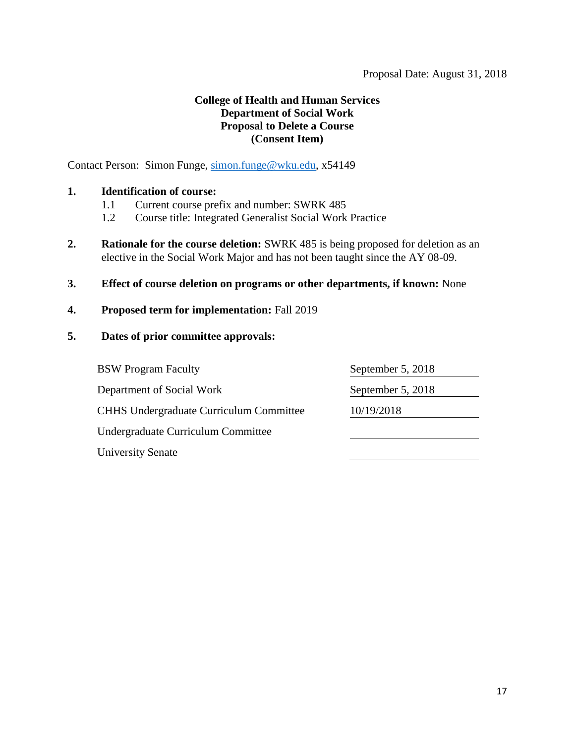Proposal Date: August 31, 2018

**College of Health and Human Services**
**Department of Social Work**
**Proposal to Delete a Course**
**(Consent Item)**

Contact Person: Simon Funge, simon.funge@wku.edu, x54149

**1. Identification of course:**

1.1 Current course prefix and number: SWRK 485

1.2 Course title: Integrated Generalist Social Work Practice

**2. Rationale for the course deletion:** SWRK 485 is being proposed for deletion as an elective in the Social Work Major and has not been taught since the AY 08-09.

**3. Effect of course deletion on programs or other departments, if known:** None

**4. Proposed term for implementation:** Fall 2019

**5. Dates of prior committee approvals:**

| | |
|---|---|
| BSW Program Faculty | September 5, 2018 |
| Department of Social Work | September 5, 2018 |
| CHHS Undergraduate Curriculum Committee | 10/19/2018 |
| Undergraduate Curriculum Committee | |
| University Senate | |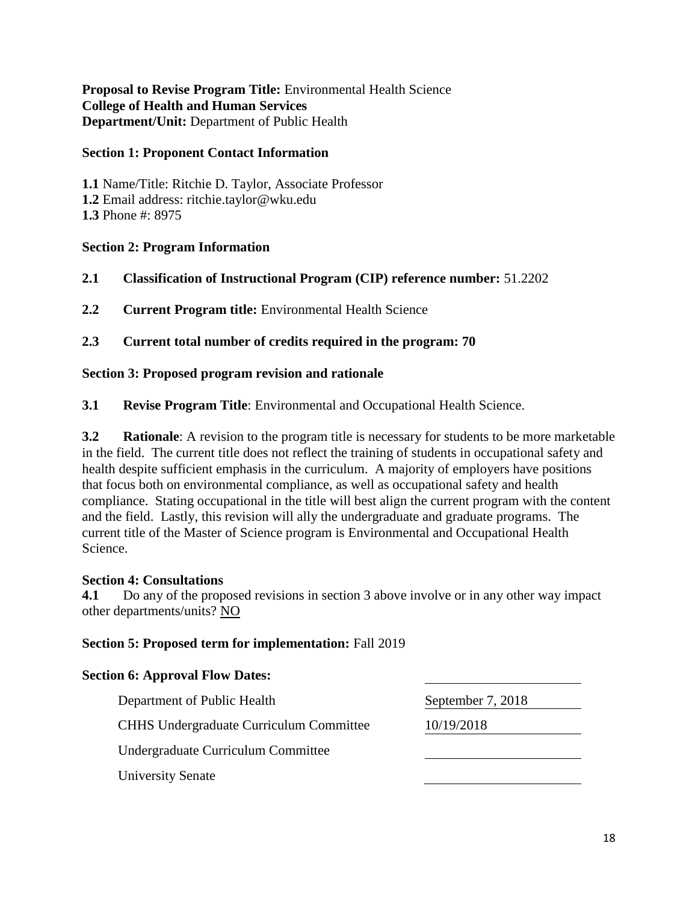**Proposal to Revise Program Title:** Environmental Health Science
**College of Health and Human Services**
**Department/Unit:** Department of Public Health

**Section 1: Proponent Contact Information**

**1.1** Name/Title: Ritchie D. Taylor, Associate Professor
**1.2** Email address: ritchie.taylor@wku.edu
**1.3** Phone #: 8975

**Section 2: Program Information**

**2.1 Classification of Instructional Program (CIP) reference number:** 51.2202

**2.2 Current Program title:** Environmental Health Science

**2.3 Current total number of credits required in the program: 70**

**Section 3: Proposed program revision and rationale**

**3.1 Revise Program Title**: Environmental and Occupational Health Science.

**3.2 Rationale**: A revision to the program title is necessary for students to be more marketable in the field. The current title does not reflect the training of students in occupational safety and health despite sufficient emphasis in the curriculum. A majority of employers have positions that focus both on environmental compliance, as well as occupational safety and health compliance. Stating occupational in the title will best align the current program with the content and the field. Lastly, this revision will ally the undergraduate and graduate programs. The current title of the Master of Science program is Environmental and Occupational Health Science.

**Section 4: Consultations**
**4.1** Do any of the proposed revisions in section 3 above involve or in any other way impact other departments/units? NO

**Section 5: Proposed term for implementation:** Fall 2019

**Section 6: Approval Flow Dates:**

| | |
|---|---|
| Department of Public Health | September 7, 2018 |
| CHHS Undergraduate Curriculum Committee | 10/19/2018 |
| Undergraduate Curriculum Committee | |
| University Senate | |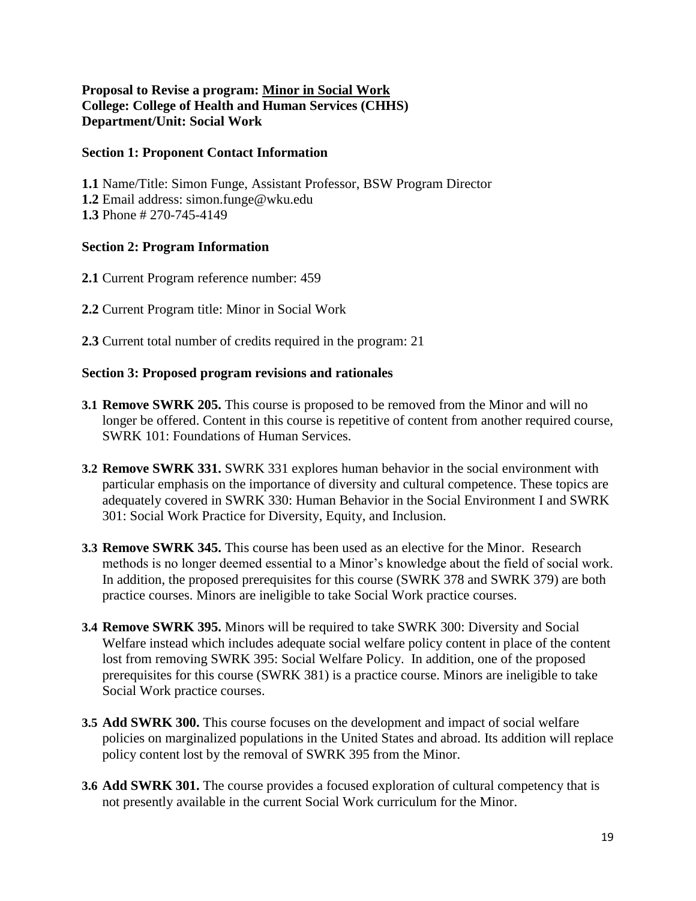**Proposal to Revise a program: <u>Minor in Social Work</u>**
**College: College of Health and Human Services (CHHS)**
**Department/Unit: Social Work**

**Section 1: Proponent Contact Information**

**1.1** Name/Title: Simon Funge, Assistant Professor, BSW Program Director
**1.2** Email address: simon.funge@wku.edu
**1.3** Phone # 270-745-4149

**Section 2: Program Information**

**2.1** Current Program reference number: 459

**2.2** Current Program title: Minor in Social Work

**2.3** Current total number of credits required in the program: 21

**Section 3: Proposed program revisions and rationales**

**3.1 Remove SWRK 205.** This course is proposed to be removed from the Minor and will no longer be offered. Content in this course is repetitive of content from another required course, SWRK 101: Foundations of Human Services.

**3.2 Remove SWRK 331.** SWRK 331 explores human behavior in the social environment with particular emphasis on the importance of diversity and cultural competence. These topics are adequately covered in SWRK 330: Human Behavior in the Social Environment I and SWRK 301: Social Work Practice for Diversity, Equity, and Inclusion.

**3.3 Remove SWRK 345.** This course has been used as an elective for the Minor. Research methods is no longer deemed essential to a Minor's knowledge about the field of social work. In addition, the proposed prerequisites for this course (SWRK 378 and SWRK 379) are both practice courses. Minors are ineligible to take Social Work practice courses.

**3.4 Remove SWRK 395.** Minors will be required to take SWRK 300: Diversity and Social Welfare instead which includes adequate social welfare policy content in place of the content lost from removing SWRK 395: Social Welfare Policy. In addition, one of the proposed prerequisites for this course (SWRK 381) is a practice course. Minors are ineligible to take Social Work practice courses.

**3.5 Add SWRK 300.** This course focuses on the development and impact of social welfare policies on marginalized populations in the United States and abroad. Its addition will replace policy content lost by the removal of SWRK 395 from the Minor.

**3.6 Add SWRK 301.** The course provides a focused exploration of cultural competency that is not presently available in the current Social Work curriculum for the Minor.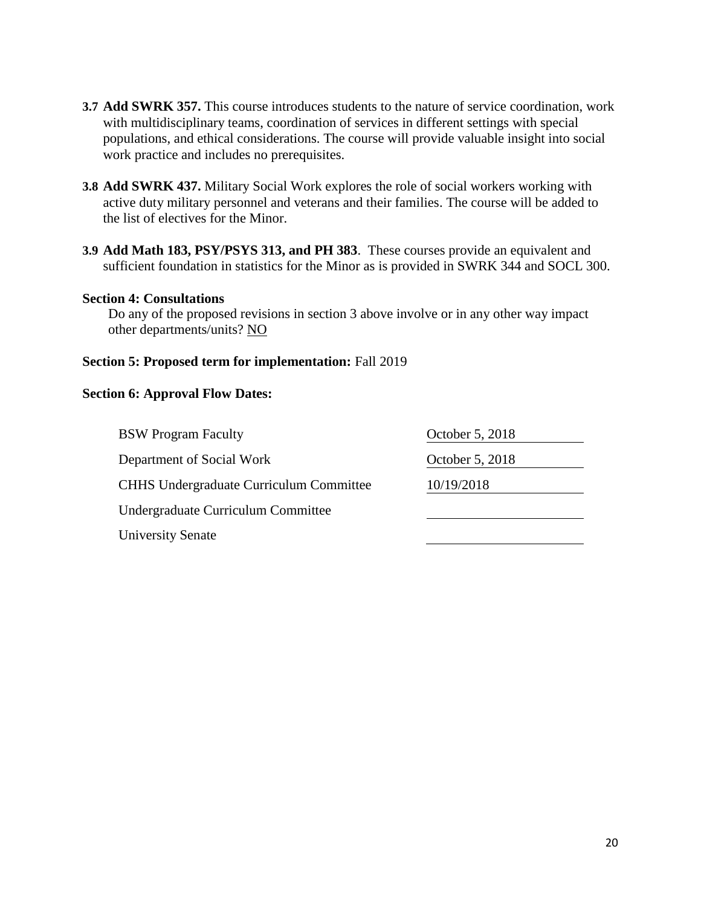**3.7 Add SWRK 357.** This course introduces students to the nature of service coordination, work with multidisciplinary teams, coordination of services in different settings with special populations, and ethical considerations. The course will provide valuable insight into social work practice and includes no prerequisites.

**3.8 Add SWRK 437.** Military Social Work explores the role of social workers working with active duty military personnel and veterans and their families. The course will be added to the list of electives for the Minor.

**3.9 Add Math 183, PSY/PSYS 313, and PH 383**. These courses provide an equivalent and sufficient foundation in statistics for the Minor as is provided in SWRK 344 and SOCL 300.

**Section 4: Consultations**

Do any of the proposed revisions in section 3 above involve or in any other way impact other departments/units? NO

**Section 5: Proposed term for implementation:** Fall 2019

**Section 6: Approval Flow Dates:**

| | |
|---|---|
| BSW Program Faculty | October 5, 2018 |
| Department of Social Work | October 5, 2018 |
| CHHS Undergraduate Curriculum Committee | 10/19/2018 |
| Undergraduate Curriculum Committee | |
| University Senate | |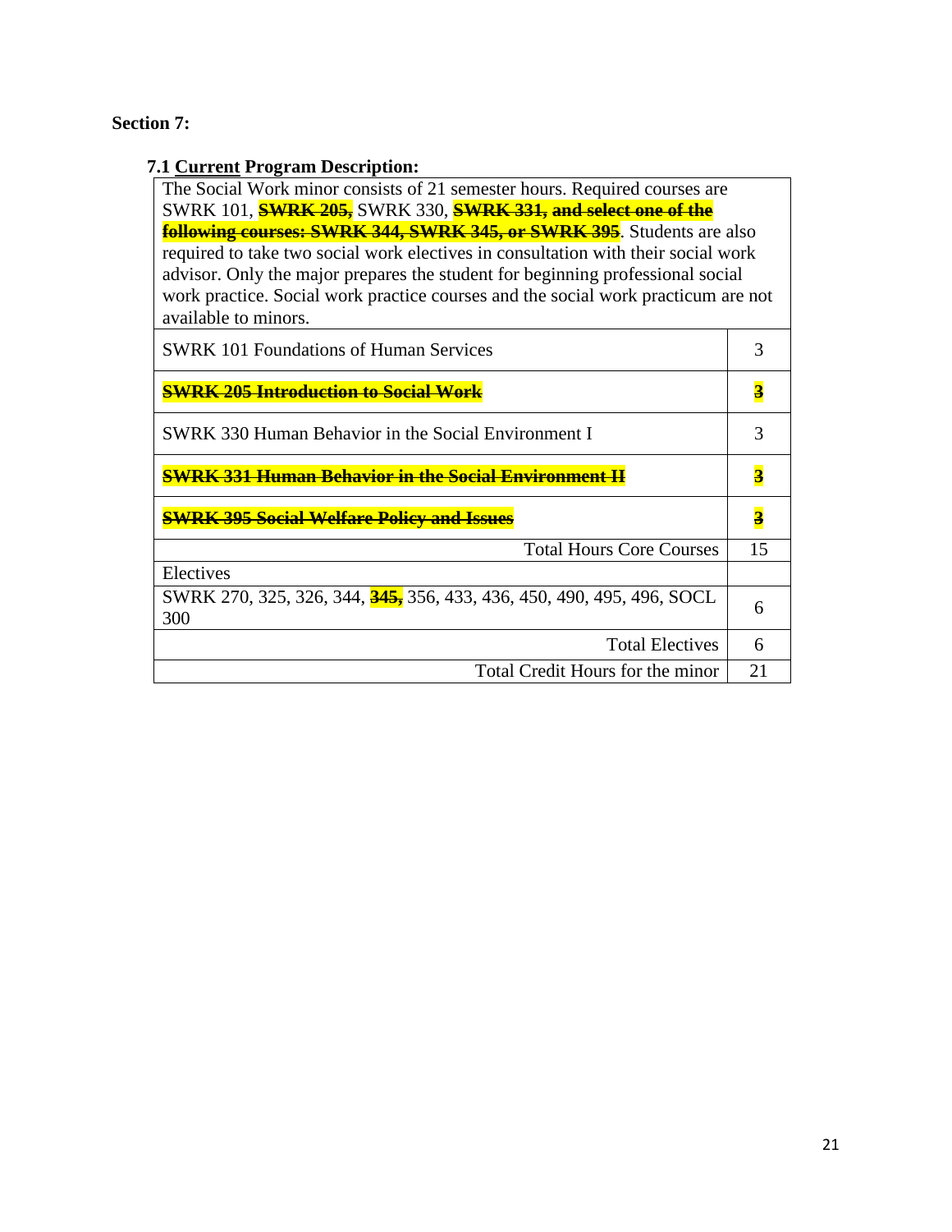**Section 7:**

**7.1 <u>Current</u> Program Description:**

| The Social Work minor consists of 21 semester hours. Required courses are SWRK 101, ~~**SWRK 205,**~~ SWRK 330, ~~**SWRK 331, and select one of the following courses: SWRK 344, SWRK 345, or SWRK 395**~~. Students are also required to take two social work electives in consultation with their social work advisor. Only the major prepares the student for beginning professional social work practice. Social work practice courses and the social work practicum are not available to minors. | |
|---|---|
| SWRK 101 Foundations of Human Services | 3 |
| ~~**SWRK 205 Introduction to Social Work**~~ | ~~**3**~~ |
| SWRK 330 Human Behavior in the Social Environment I | 3 |
| ~~**SWRK 331 Human Behavior in the Social Environment II**~~ | ~~**3**~~ |
| ~~**SWRK 395 Social Welfare Policy and Issues**~~ | ~~**3**~~ |
| Total Hours Core Courses | 15 |
| Electives | |
| SWRK 270, 325, 326, 344, ~~**345,**~~ 356, 433, 436, 450, 490, 495, 496, SOCL 300 | 6 |
| Total Electives | 6 |
| Total Credit Hours for the minor | 21 |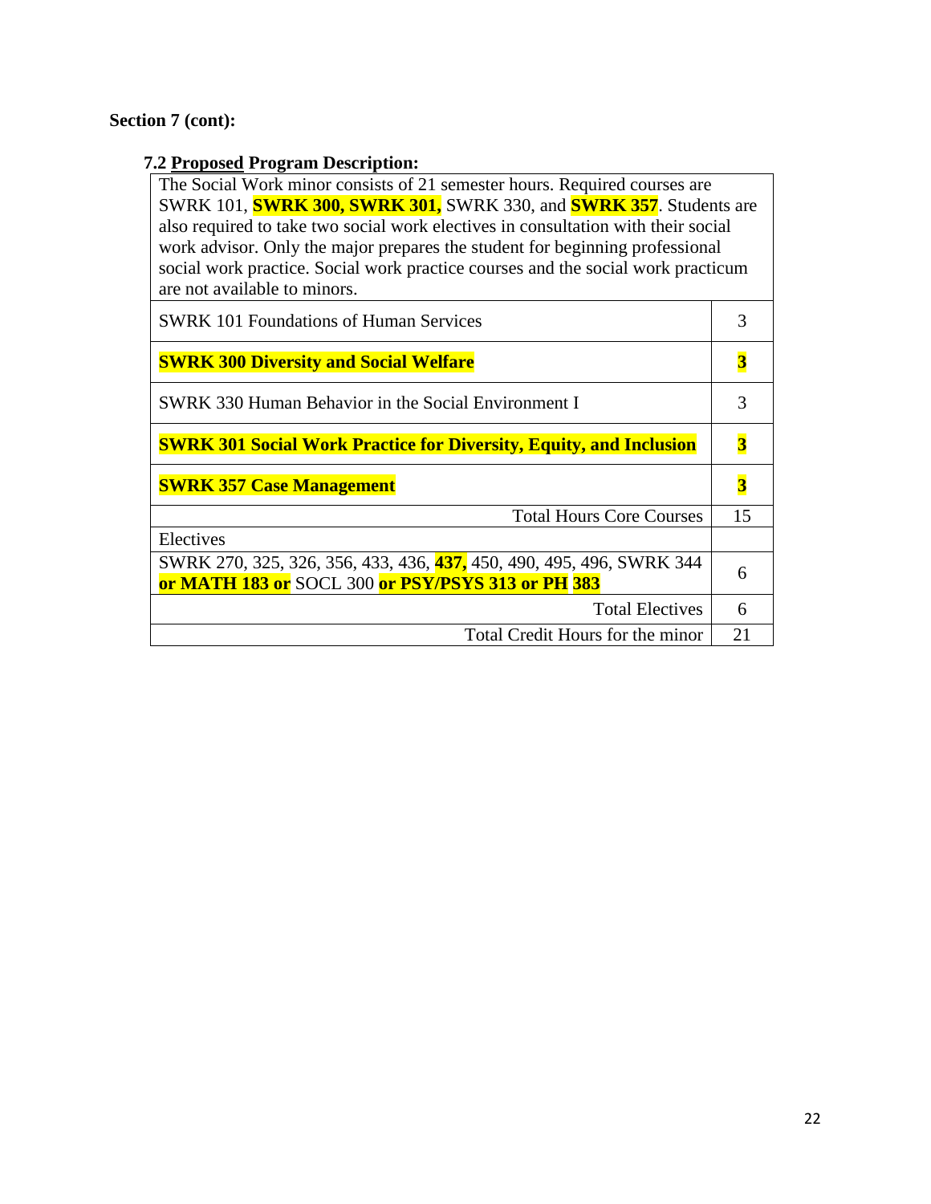**Section 7 (cont):**

**7.2 Proposed Program Description:**

| The Social Work minor consists of 21 semester hours. Required courses are SWRK 101, **SWRK 300, SWRK 301,** SWRK 330, and **SWRK 357**. Students are also required to take two social work electives in consultation with their social work advisor. Only the major prepares the student for beginning professional social work practice. Social work practice courses and the social work practicum are not available to minors. | |
|---|---|
| SWRK 101 Foundations of Human Services | 3 |
| **SWRK 300 Diversity and Social Welfare** | **3** |
| SWRK 330 Human Behavior in the Social Environment I | 3 |
| **SWRK 301 Social Work Practice for Diversity, Equity, and Inclusion** | **3** |
| **SWRK 357 Case Management** | **3** |
| Total Hours Core Courses | 15 |
| Electives | |
| SWRK 270, 325, 326, 356, 433, 436, **437,** 450, 490, 495, 496, SWRK 344 **or MATH 183 or** SOCL 300 **or PSY/PSYS 313 or PH 383** | 6 |
| Total Electives | 6 |
| Total Credit Hours for the minor | 21 |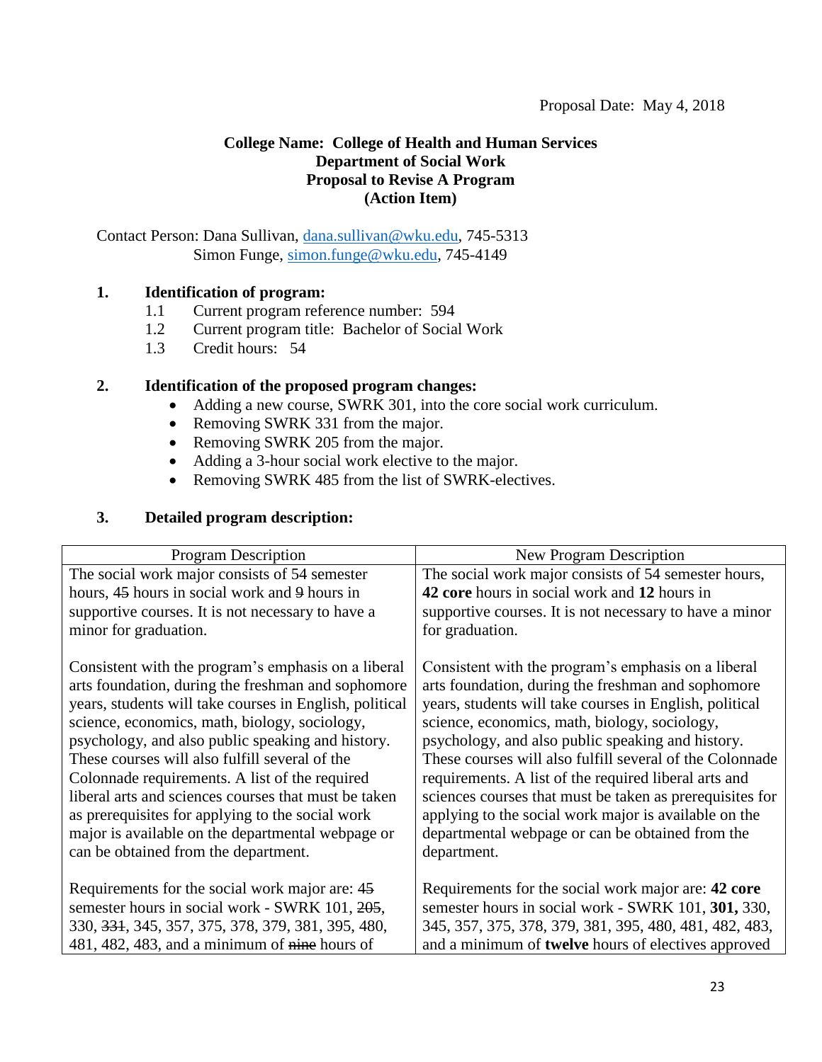Proposal Date: May 4, 2018

**College Name: College of Health and Human Services**
**Department of Social Work**
**Proposal to Revise A Program**
**(Action Item)**

Contact Person: Dana Sullivan, dana.sullivan@wku.edu, 745-5313
Simon Funge, simon.funge@wku.edu, 745-4149

**1. Identification of program:**

1.1 Current program reference number: 594
1.2 Current program title: Bachelor of Social Work
1.3 Credit hours: 54

**2. Identification of the proposed program changes:**

- Adding a new course, SWRK 301, into the core social work curriculum.
- Removing SWRK 331 from the major.
- Removing SWRK 205 from the major.
- Adding a 3-hour social work elective to the major.
- Removing SWRK 485 from the list of SWRK-electives.

**3. Detailed program description:**

| Program Description | New Program Description |
|---|---|
| The social work major consists of 54 semester hours, ~~45~~ hours in social work and ~~9~~ hours in supportive courses. It is not necessary to have a minor for graduation.<br><br>Consistent with the program's emphasis on a liberal arts foundation, during the freshman and sophomore years, students will take courses in English, political science, economics, math, biology, sociology, psychology, and also public speaking and history. These courses will also fulfill several of the Colonnade requirements. A list of the required liberal arts and sciences courses that must be taken as prerequisites for applying to the social work major is available on the departmental webpage or can be obtained from the department.<br><br>Requirements for the social work major are: ~~45~~ semester hours in social work - SWRK 101, ~~205~~, 330, ~~331~~, 345, 357, 375, 378, 379, 381, 395, 480, 481, 482, 483, and a minimum of ~~nine~~ hours of | The social work major consists of 54 semester hours, **42 core** hours in social work and **12** hours in supportive courses. It is not necessary to have a minor for graduation.<br><br>Consistent with the program's emphasis on a liberal arts foundation, during the freshman and sophomore years, students will take courses in English, political science, economics, math, biology, sociology, psychology, and also public speaking and history. These courses will also fulfill several of the Colonnade requirements. A list of the required liberal arts and sciences courses that must be taken as prerequisites for applying to the social work major is available on the departmental webpage or can be obtained from the department.<br><br>Requirements for the social work major are: **42 core** semester hours in social work - SWRK 101, **301,** 330, 345, 357, 375, 378, 379, 381, 395, 480, 481, 482, 483, and a minimum of **twelve** hours of electives approved |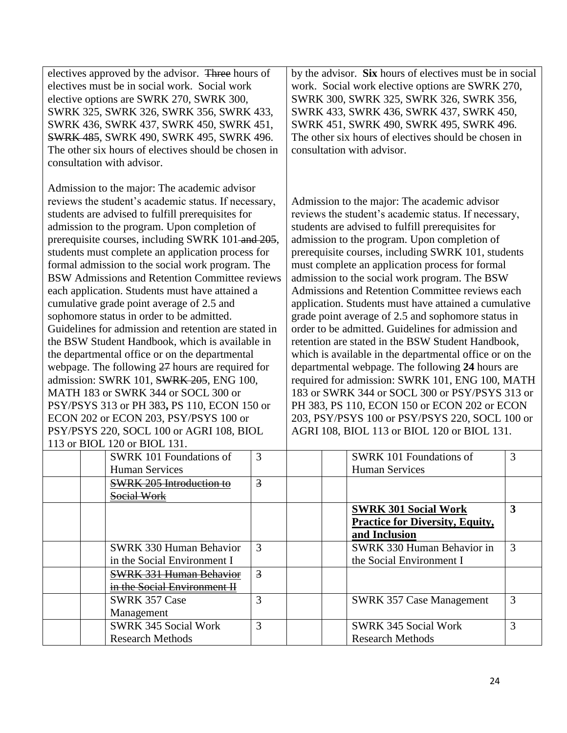| | | | | | | | |
|---|---|---|---|---|---|---|---|
| electives approved by the advisor. ~~Three~~ hours of electives must be in social work. Social work elective options are SWRK 270, SWRK 300, SWRK 325, SWRK 326, SWRK 356, SWRK 433, SWRK 436, SWRK 437, SWRK 450, SWRK 451, ~~SWRK 485~~, SWRK 490, SWRK 495, SWRK 496. The other six hours of electives should be chosen in consultation with advisor.<br><br>Admission to the major: The academic advisor reviews the student's academic status. If necessary, students are advised to fulfill prerequisites for admission to the program. Upon completion of prerequisite courses, including SWRK 101~~ and 205~~, students must complete an application process for formal admission to the social work program. The BSW Admissions and Retention Committee reviews each application. Students must have attained a cumulative grade point average of 2.5 and sophomore status in order to be admitted. Guidelines for admission and retention are stated in the BSW Student Handbook, which is available in the departmental office or on the departmental webpage. The following ~~27~~ hours are required for admission: SWRK 101, ~~SWRK 205~~, ENG 100, MATH 183 or SWRK 344 or SOCL 300 or PSY/PSYS 313 or PH 383**,** PS 110, ECON 150 or ECON 202 or ECON 203, PSY/PSYS 100 or PSY/PSYS 220, SOCL 100 or AGRI 108, BIOL 113 or BIOL 120 or BIOL 131. | | | | by the advisor. **Six** hours of electives must be in social work. Social work elective options are SWRK 270, SWRK 300, SWRK 325, SWRK 326, SWRK 356, SWRK 433, SWRK 436, SWRK 437, SWRK 450, SWRK 451, SWRK 490, SWRK 495, SWRK 496. The other six hours of electives should be chosen in consultation with advisor.<br><br>Admission to the major: The academic advisor reviews the student's academic status. If necessary, students are advised to fulfill prerequisites for admission to the program. Upon completion of prerequisite courses, including SWRK 101, students must complete an application process for formal admission to the social work program. The BSW Admissions and Retention Committee reviews each application. Students must have attained a cumulative grade point average of 2.5 and sophomore status in order to be admitted. Guidelines for admission and retention are stated in the BSW Student Handbook, which is available in the departmental office or on the departmental webpage. The following **24** hours are required for admission: SWRK 101, ENG 100, MATH 183 or SWRK 344 or SOCL 300 or PSY/PSYS 313 or PH 383, PS 110, ECON 150 or ECON 202 or ECON 203, PSY/PSYS 100 or PSY/PSYS 220, SOCL 100 or AGRI 108, BIOL 113 or BIOL 120 or BIOL 131. | | | |
| | | SWRK 101 Foundations of Human Services | 3 | | | SWRK 101 Foundations of Human Services | 3 |
| | | ~~SWRK 205 Introduction to Social Work~~ | ~~3~~ | | | | |
| | | | | | | **<u>SWRK 301 Social Work Practice for Diversity, Equity, and Inclusion</u>** | **3** |
| | | SWRK 330 Human Behavior in the Social Environment I | 3 | | | SWRK 330 Human Behavior in the Social Environment I | 3 |
| | | ~~SWRK 331 Human Behavior in the Social Environment II~~ | ~~3~~ | | | | |
| | | SWRK 357 Case Management | 3 | | | SWRK 357 Case Management | 3 |
| | | SWRK 345 Social Work Research Methods | 3 | | | SWRK 345 Social Work Research Methods | 3 |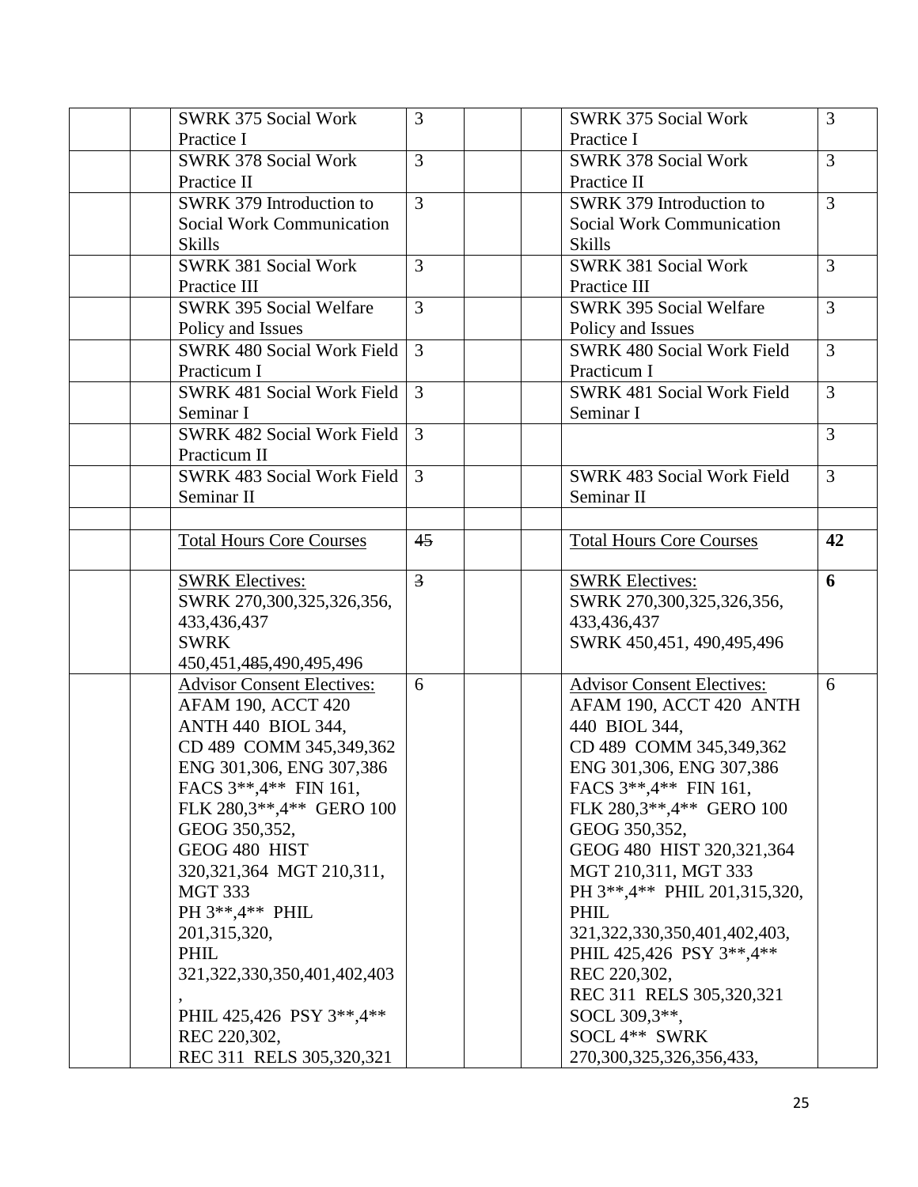| | | | | | | | |
|---|---|---|---|---|---|---|---|
| | | SWRK 375 Social Work Practice I | 3 | | | SWRK 375 Social Work Practice I | 3 |
| | | SWRK 378 Social Work Practice II | 3 | | | SWRK 378 Social Work Practice II | 3 |
| | | SWRK 379 Introduction to Social Work Communication Skills | 3 | | | SWRK 379 Introduction to Social Work Communication Skills | 3 |
| | | SWRK 381 Social Work Practice III | 3 | | | SWRK 381 Social Work Practice III | 3 |
| | | SWRK 395 Social Welfare Policy and Issues | 3 | | | SWRK 395 Social Welfare Policy and Issues | 3 |
| | | SWRK 480 Social Work Field Practicum I | 3 | | | SWRK 480 Social Work Field Practicum I | 3 |
| | | SWRK 481 Social Work Field Seminar I | 3 | | | SWRK 481 Social Work Field Seminar I | 3 |
| | | SWRK 482 Social Work Field Practicum II | 3 | | | | 3 |
| | | SWRK 483 Social Work Field Seminar II | 3 | | | SWRK 483 Social Work Field Seminar II | 3 |
| | | | | | | | |
| | | <u>Total Hours Core Courses</u> | ~~45~~ | | | <u>Total Hours Core Courses</u> | **42** |
| | | <u>SWRK Electives:</u> SWRK 270,300,325,326,356, 433,436,437 SWRK 450,451,~~485~~,490,495,496 | ~~3~~ | | | <u>SWRK Electives:</u> SWRK 270,300,325,326,356, 433,436,437 SWRK 450,451, 490,495,496 | **6** |
| | | <u>Advisor Consent Electives:</u> AFAM 190, ACCT 420 ANTH 440 BIOL 344, CD 489 COMM 345,349,362 ENG 301,306, ENG 307,386 FACS 3**,4** FIN 161, FLK 280,3**,4** GERO 100 GEOG 350,352, GEOG 480 HIST 320,321,364 MGT 210,311, MGT 333 PH 3**,4** PHIL 201,315,320, PHIL 321,322,330,350,401,402,403 , PHIL 425,426 PSY 3**,4** REC 220,302, REC 311 RELS 305,320,321 | 6 | | | <u>Advisor Consent Electives:</u> AFAM 190, ACCT 420 ANTH 440 BIOL 344, CD 489 COMM 345,349,362 ENG 301,306, ENG 307,386 FACS 3**,4** FIN 161, FLK 280,3**,4** GERO 100 GEOG 350,352, GEOG 480 HIST 320,321,364 MGT 210,311, MGT 333 PH 3**,4** PHIL 201,315,320, PHIL 321,322,330,350,401,402,403, PHIL 425,426 PSY 3**,4** REC 220,302, REC 311 RELS 305,320,321 SOCL 309,3**, SOCL 4** SWRK 270,300,325,326,356,433, | 6 |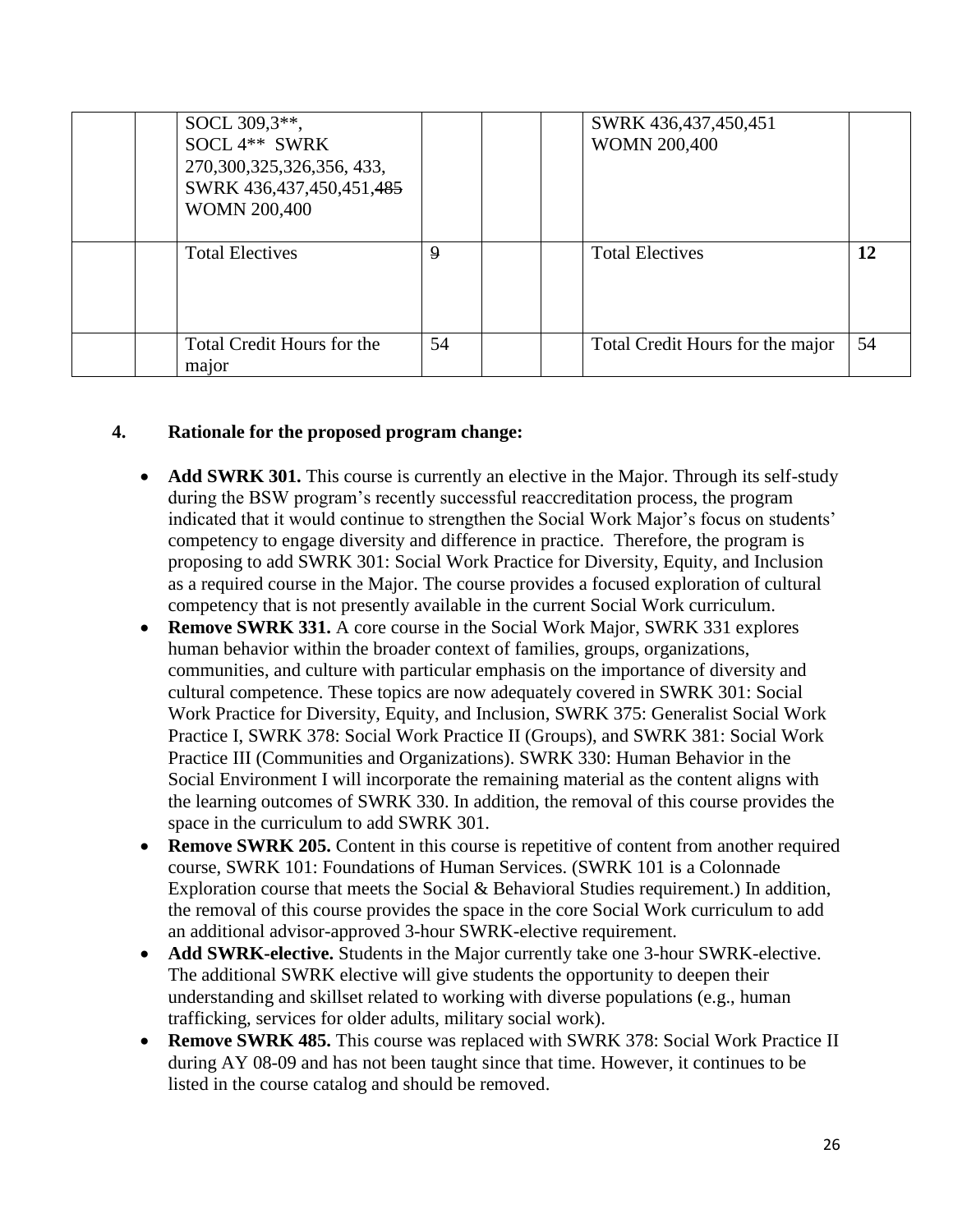| | | SOCL 309,3**, SOCL 4** SWRK 270,300,325,326,356, 433, SWRK 436,437,450,451,~~485~~ WOMN 200,400 | | | | SWRK 436,437,450,451 WOMN 200,400 | |
|---|---|---|---|---|---|---|---|
| | | Total Electives | ~~9~~ | | | Total Electives | **12** |
| | | Total Credit Hours for the major | 54 | | | Total Credit Hours for the major | 54 |

**4. Rationale for the proposed program change:**

- **Add SWRK 301.** This course is currently an elective in the Major. Through its self-study during the BSW program's recently successful reaccreditation process, the program indicated that it would continue to strengthen the Social Work Major's focus on students' competency to engage diversity and difference in practice. Therefore, the program is proposing to add SWRK 301: Social Work Practice for Diversity, Equity, and Inclusion as a required course in the Major. The course provides a focused exploration of cultural competency that is not presently available in the current Social Work curriculum.
- **Remove SWRK 331.** A core course in the Social Work Major, SWRK 331 explores human behavior within the broader context of families, groups, organizations, communities, and culture with particular emphasis on the importance of diversity and cultural competence. These topics are now adequately covered in SWRK 301: Social Work Practice for Diversity, Equity, and Inclusion, SWRK 375: Generalist Social Work Practice I, SWRK 378: Social Work Practice II (Groups), and SWRK 381: Social Work Practice III (Communities and Organizations). SWRK 330: Human Behavior in the Social Environment I will incorporate the remaining material as the content aligns with the learning outcomes of SWRK 330. In addition, the removal of this course provides the space in the curriculum to add SWRK 301.
- **Remove SWRK 205.** Content in this course is repetitive of content from another required course, SWRK 101: Foundations of Human Services. (SWRK 101 is a Colonnade Exploration course that meets the Social & Behavioral Studies requirement.) In addition, the removal of this course provides the space in the core Social Work curriculum to add an additional advisor-approved 3-hour SWRK-elective requirement.
- **Add SWRK-elective.** Students in the Major currently take one 3-hour SWRK-elective. The additional SWRK elective will give students the opportunity to deepen their understanding and skillset related to working with diverse populations (e.g., human trafficking, services for older adults, military social work).
- **Remove SWRK 485.** This course was replaced with SWRK 378: Social Work Practice II during AY 08-09 and has not been taught since that time. However, it continues to be listed in the course catalog and should be removed.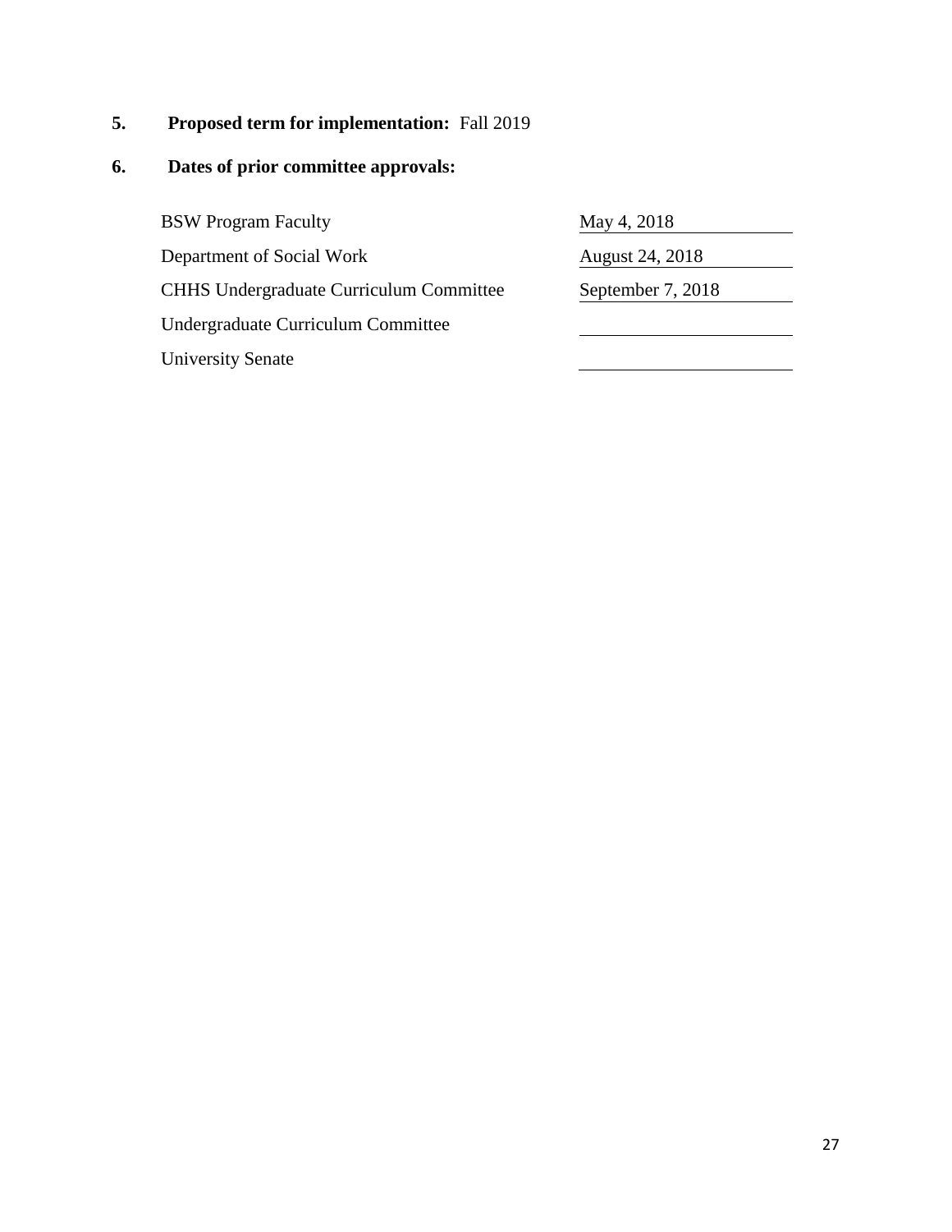**5. Proposed term for implementation:** Fall 2019

**6. Dates of prior committee approvals:**

| | |
|---|---|
| BSW Program Faculty | May 4, 2018 |
| Department of Social Work | August 24, 2018 |
| CHHS Undergraduate Curriculum Committee | September 7, 2018 |
| Undergraduate Curriculum Committee | |
| University Senate | |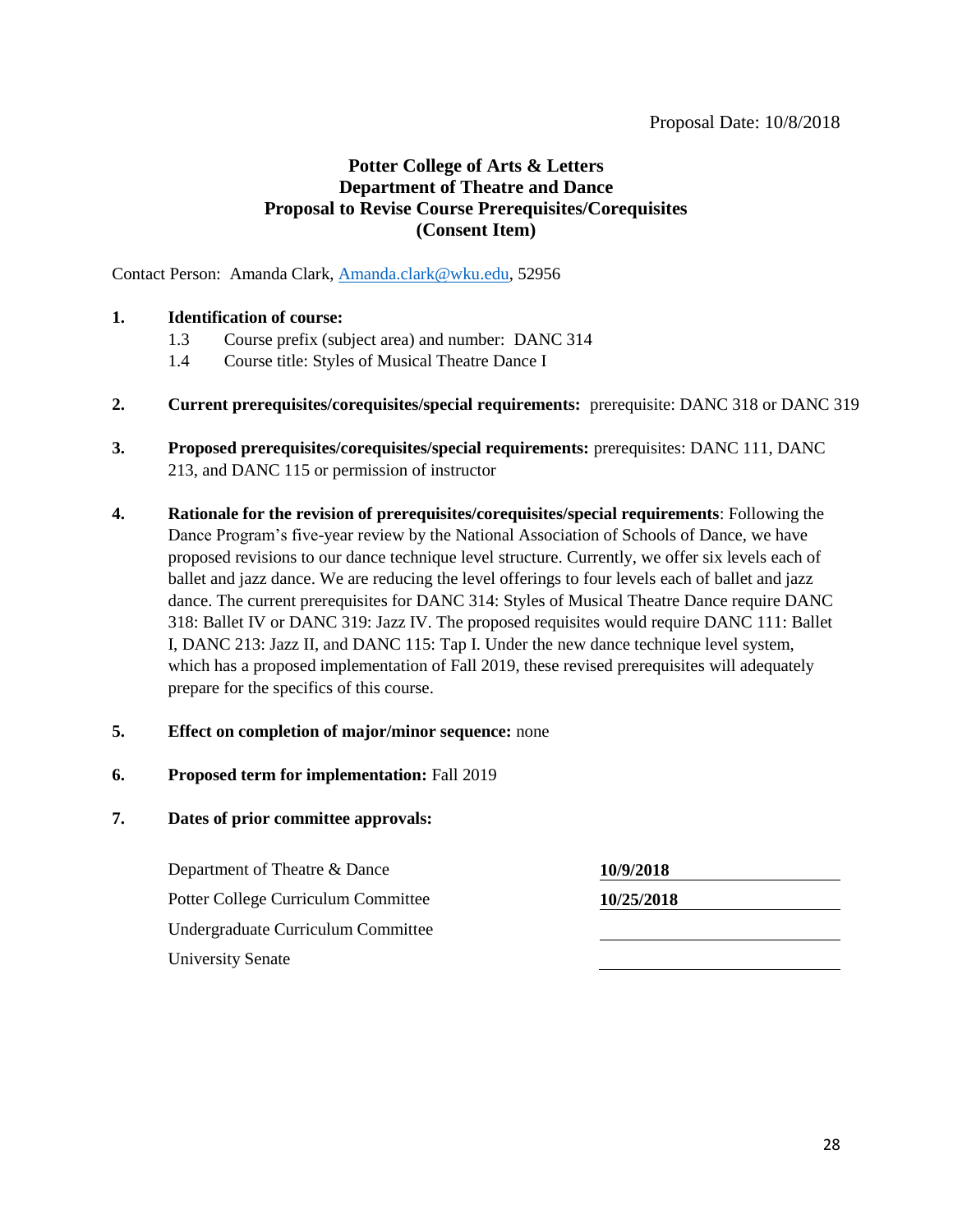Proposal Date: 10/8/2018

**Potter College of Arts & Letters**
**Department of Theatre and Dance**
**Proposal to Revise Course Prerequisites/Corequisites**
**(Consent Item)**

Contact Person: Amanda Clark, Amanda.clark@wku.edu, 52956

**1. Identification of course:**

1.3 Course prefix (subject area) and number: DANC 314

1.4 Course title: Styles of Musical Theatre Dance I

**2. Current prerequisites/corequisites/special requirements:** prerequisite: DANC 318 or DANC 319

**3. Proposed prerequisites/corequisites/special requirements:** prerequisites: DANC 111, DANC 213, and DANC 115 or permission of instructor

**4. Rationale for the revision of prerequisites/corequisites/special requirements**: Following the Dance Program's five-year review by the National Association of Schools of Dance, we have proposed revisions to our dance technique level structure. Currently, we offer six levels each of ballet and jazz dance. We are reducing the level offerings to four levels each of ballet and jazz dance. The current prerequisites for DANC 314: Styles of Musical Theatre Dance require DANC 318: Ballet IV or DANC 319: Jazz IV. The proposed requisites would require DANC 111: Ballet I, DANC 213: Jazz II, and DANC 115: Tap I. Under the new dance technique level system, which has a proposed implementation of Fall 2019, these revised prerequisites will adequately prepare for the specifics of this course.

**5. Effect on completion of major/minor sequence:** none

**6. Proposed term for implementation:** Fall 2019

**7. Dates of prior committee approvals:**

| | |
|---|---|
| Department of Theatre & Dance | **10/9/2018** |
| Potter College Curriculum Committee | **10/25/2018** |
| Undergraduate Curriculum Committee | |
| University Senate | |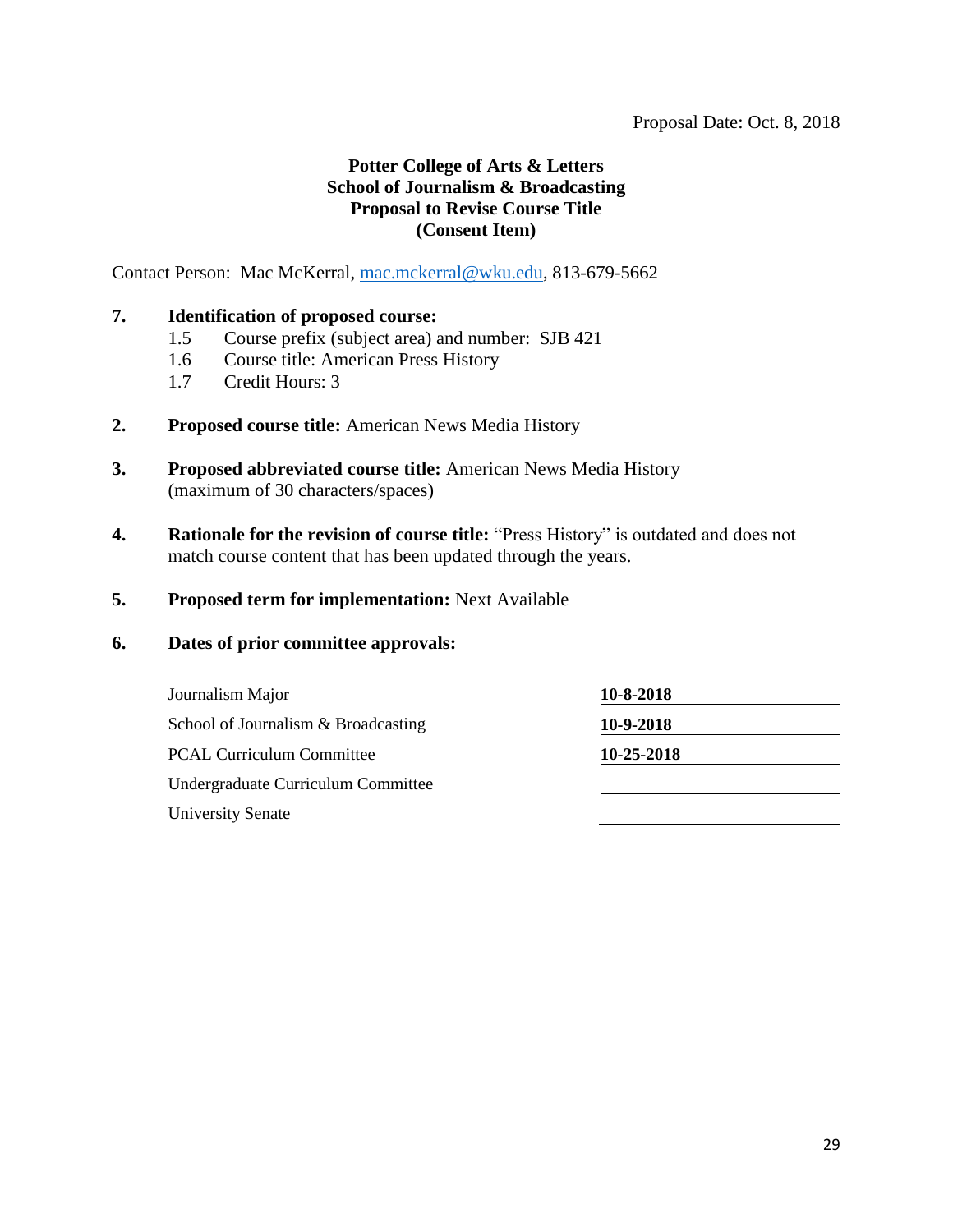Proposal Date: Oct. 8, 2018

**Potter College of Arts & Letters**
**School of Journalism & Broadcasting**
**Proposal to Revise Course Title**
**(Consent Item)**

Contact Person: Mac McKerral, mac.mckerral@wku.edu, 813-679-5662

**7. Identification of proposed course:**

- 1.5 Course prefix (subject area) and number: SJB 421
- 1.6 Course title: American Press History
- 1.7 Credit Hours: 3

**2. Proposed course title:** American News Media History

**3. Proposed abbreviated course title:** American News Media History (maximum of 30 characters/spaces)

**4. Rationale for the revision of course title:** "Press History" is outdated and does not match course content that has been updated through the years.

**5. Proposed term for implementation:** Next Available

**6. Dates of prior committee approvals:**

| | |
|---|---|
| Journalism Major | **10-8-2018** |
| School of Journalism & Broadcasting | **10-9-2018** |
| PCAL Curriculum Committee | **10-25-2018** |
| Undergraduate Curriculum Committee | |
| University Senate | |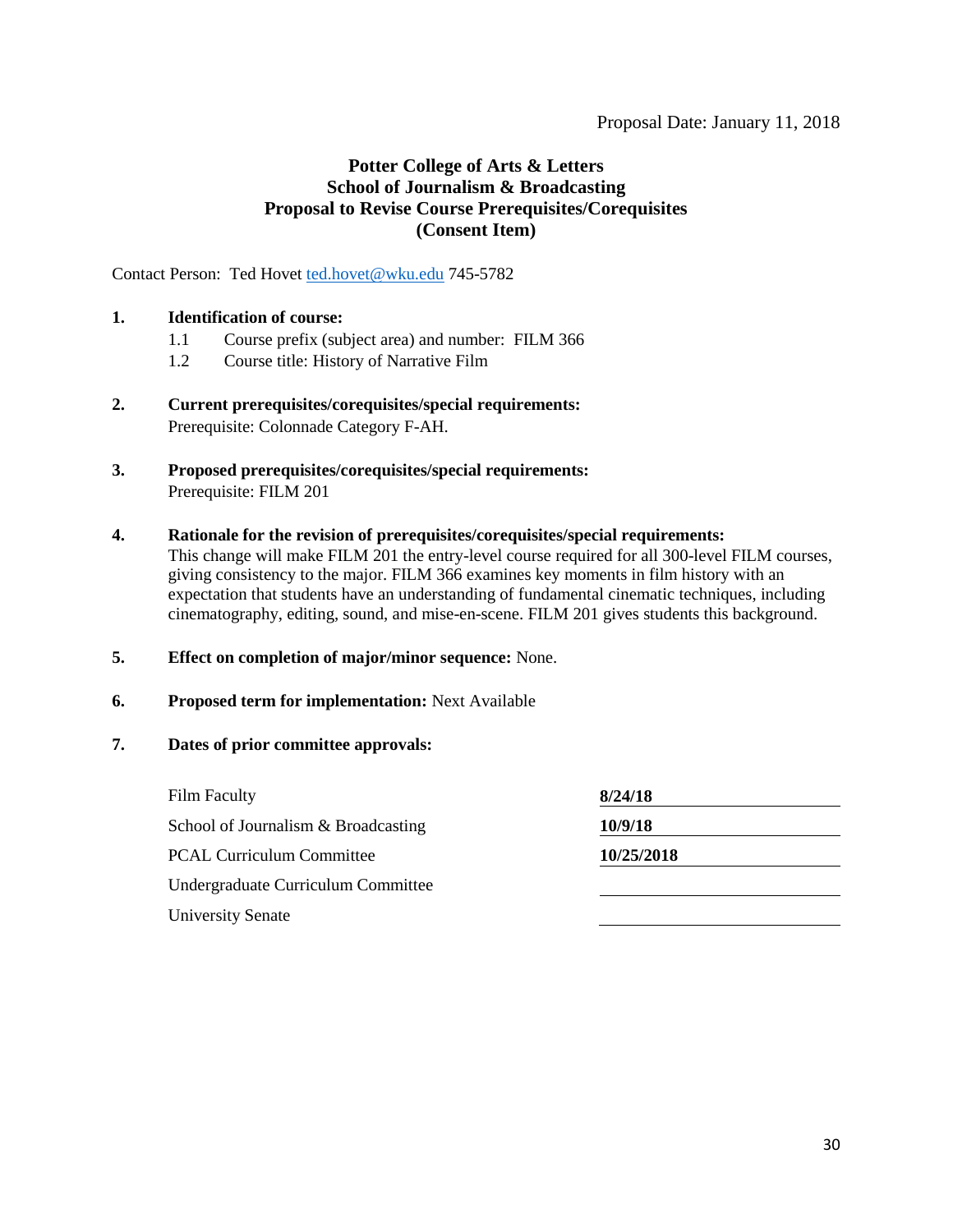Proposal Date: January 11, 2018

**Potter College of Arts & Letters**
**School of Journalism & Broadcasting**
**Proposal to Revise Course Prerequisites/Corequisites**
**(Consent Item)**

Contact Person: Ted Hovet ted.hovet@wku.edu 745-5782

**1. Identification of course:**

1.1 Course prefix (subject area) and number: FILM 366

1.2 Course title: History of Narrative Film

**2. Current prerequisites/corequisites/special requirements:**
Prerequisite: Colonnade Category F-AH.

**3. Proposed prerequisites/corequisites/special requirements:**
Prerequisite: FILM 201

**4. Rationale for the revision of prerequisites/corequisites/special requirements:**
This change will make FILM 201 the entry-level course required for all 300-level FILM courses, giving consistency to the major. FILM 366 examines key moments in film history with an expectation that students have an understanding of fundamental cinematic techniques, including cinematography, editing, sound, and mise-en-scene. FILM 201 gives students this background.

**5. Effect on completion of major/minor sequence:** None.

**6. Proposed term for implementation:** Next Available

**7. Dates of prior committee approvals:**

| | |
|---|---|
| Film Faculty | **8/24/18** |
| School of Journalism & Broadcasting | **10/9/18** |
| PCAL Curriculum Committee | **10/25/2018** |
| Undergraduate Curriculum Committee | |
| University Senate | |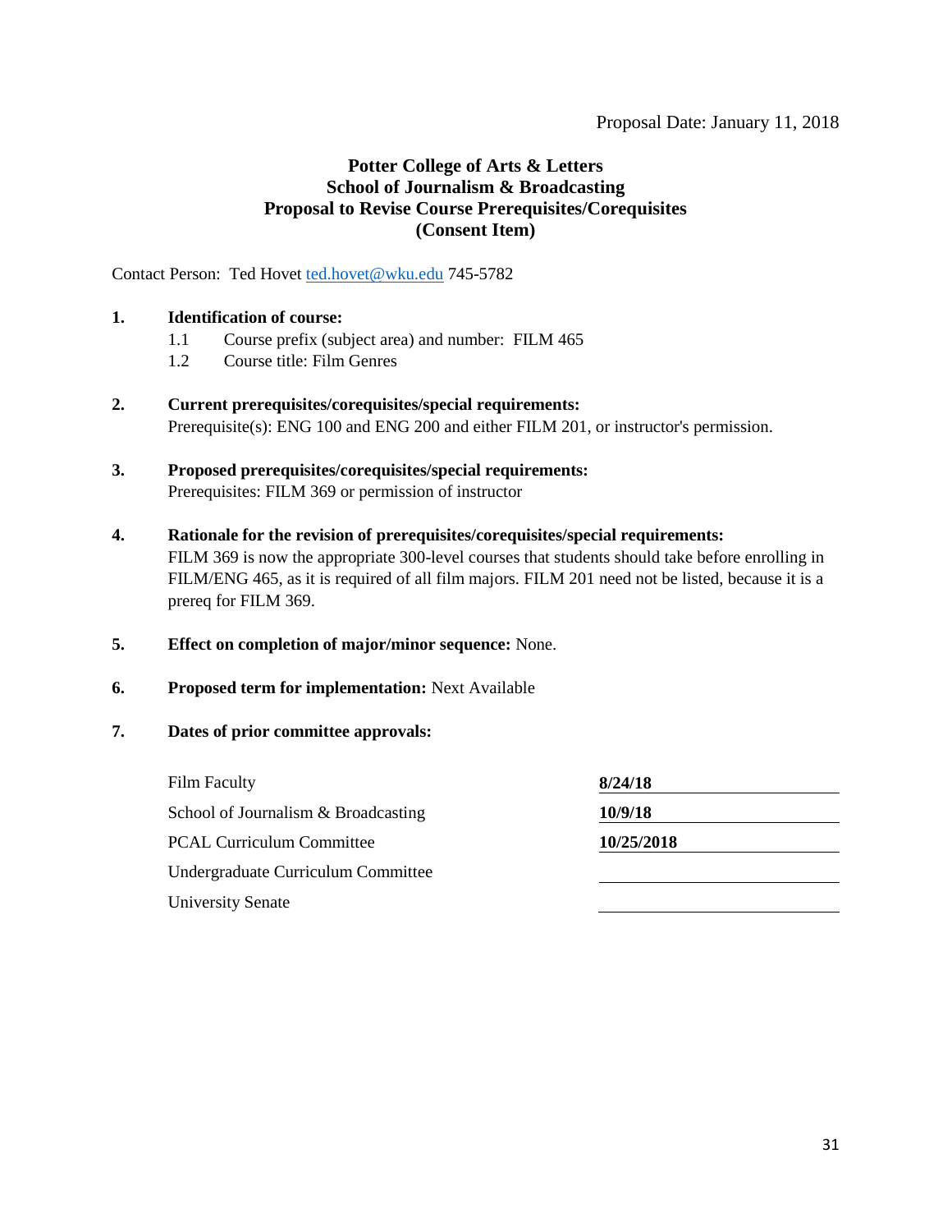Proposal Date: January 11, 2018

**Potter College of Arts & Letters**
**School of Journalism & Broadcasting**
**Proposal to Revise Course Prerequisites/Corequisites**
**(Consent Item)**

Contact Person: Ted Hovet ted.hovet@wku.edu 745-5782

**1. Identification of course:**

1.1 Course prefix (subject area) and number: FILM 465

1.2 Course title: Film Genres

**2. Current prerequisites/corequisites/special requirements:**

Prerequisite(s): ENG 100 and ENG 200 and either FILM 201, or instructor's permission.

**3. Proposed prerequisites/corequisites/special requirements:**

Prerequisites: FILM 369 or permission of instructor

**4. Rationale for the revision of prerequisites/corequisites/special requirements:**

FILM 369 is now the appropriate 300-level courses that students should take before enrolling in FILM/ENG 465, as it is required of all film majors. FILM 201 need not be listed, because it is a prereq for FILM 369.

**5. Effect on completion of major/minor sequence:** None.

**6. Proposed term for implementation:** Next Available

**7. Dates of prior committee approvals:**

| | |
|---|---|
| Film Faculty | **8/24/18** |
| School of Journalism & Broadcasting | **10/9/18** |
| PCAL Curriculum Committee | **10/25/2018** |
| Undergraduate Curriculum Committee | |
| University Senate | |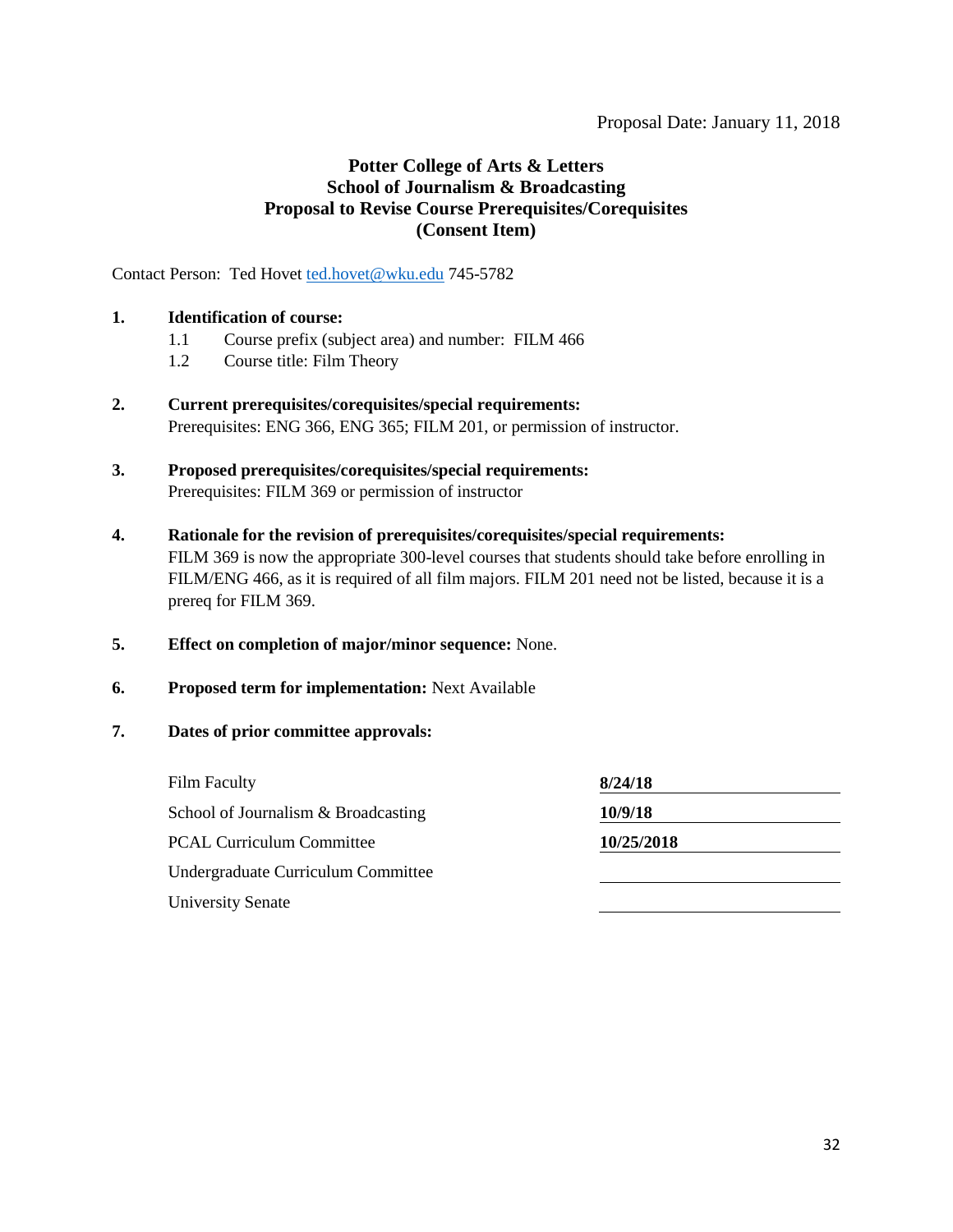Proposal Date: January 11, 2018

**Potter College of Arts & Letters**
**School of Journalism & Broadcasting**
**Proposal to Revise Course Prerequisites/Corequisites**
**(Consent Item)**

Contact Person: Ted Hovet ted.hovet@wku.edu 745-5782

**1. Identification of course:**

1.1 Course prefix (subject area) and number: FILM 466

1.2 Course title: Film Theory

**2. Current prerequisites/corequisites/special requirements:**

Prerequisites: ENG 366, ENG 365; FILM 201, or permission of instructor.

**3. Proposed prerequisites/corequisites/special requirements:**

Prerequisites: FILM 369 or permission of instructor

**4. Rationale for the revision of prerequisites/corequisites/special requirements:**

FILM 369 is now the appropriate 300-level courses that students should take before enrolling in FILM/ENG 466, as it is required of all film majors. FILM 201 need not be listed, because it is a prereq for FILM 369.

**5. Effect on completion of major/minor sequence:** None.

**6. Proposed term for implementation:** Next Available

**7. Dates of prior committee approvals:**

| | |
|---|---|
| Film Faculty | **8/24/18** |
| School of Journalism & Broadcasting | **10/9/18** |
| PCAL Curriculum Committee | **10/25/2018** |
| Undergraduate Curriculum Committee | |
| University Senate | |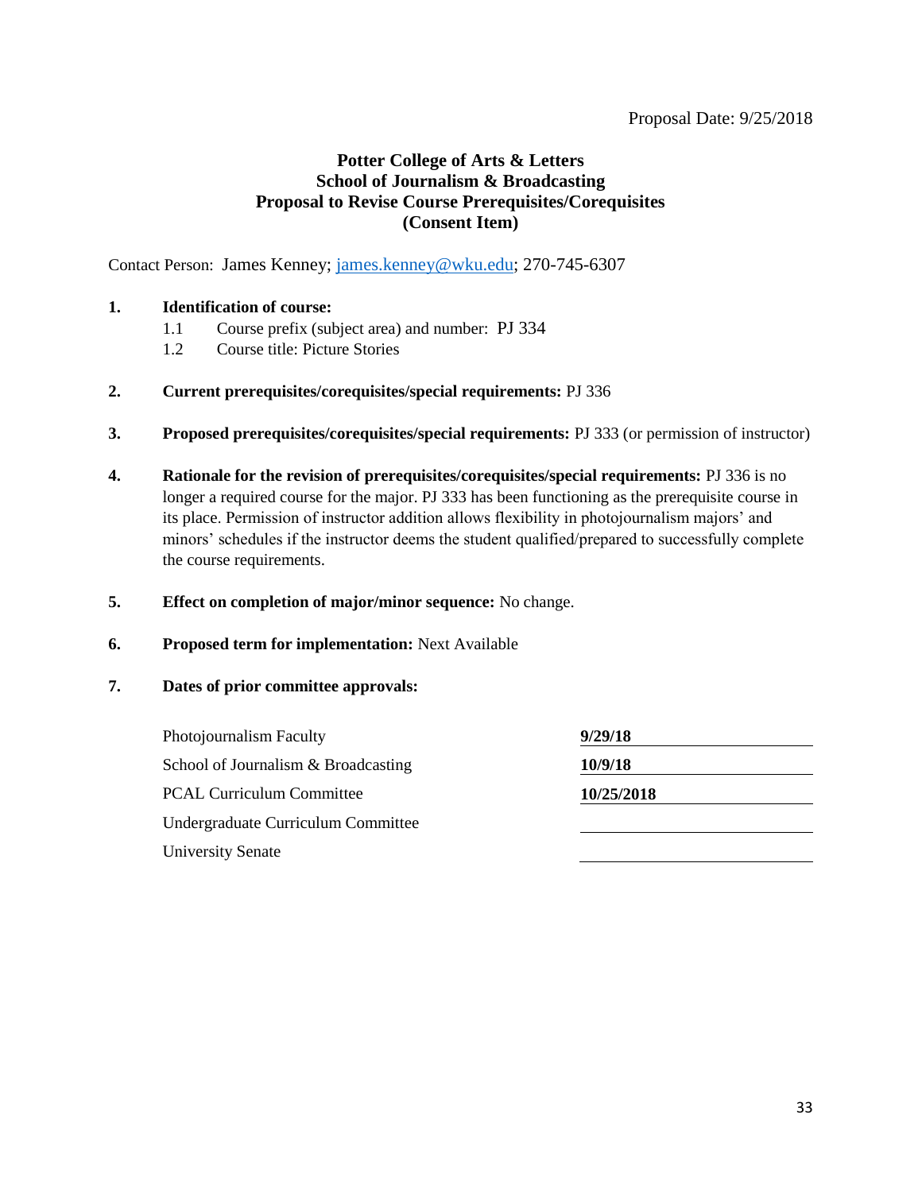Proposal Date: 9/25/2018

**Potter College of Arts & Letters**
**School of Journalism & Broadcasting**
**Proposal to Revise Course Prerequisites/Corequisites**
**(Consent Item)**

Contact Person: James Kenney; james.kenney@wku.edu; 270-745-6307

**1. Identification of course:**

1.1 Course prefix (subject area) and number: PJ 334

1.2 Course title: Picture Stories

**2. Current prerequisites/corequisites/special requirements:** PJ 336

**3. Proposed prerequisites/corequisites/special requirements:** PJ 333 (or permission of instructor)

**4. Rationale for the revision of prerequisites/corequisites/special requirements:** PJ 336 is no longer a required course for the major. PJ 333 has been functioning as the prerequisite course in its place. Permission of instructor addition allows flexibility in photojournalism majors' and minors' schedules if the instructor deems the student qualified/prepared to successfully complete the course requirements.

**5. Effect on completion of major/minor sequence:** No change.

**6. Proposed term for implementation:** Next Available

**7. Dates of prior committee approvals:**

| | |
|---|---|
| Photojournalism Faculty | **9/29/18** |
| School of Journalism & Broadcasting | **10/9/18** |
| PCAL Curriculum Committee | **10/25/2018** |
| Undergraduate Curriculum Committee | |
| University Senate | |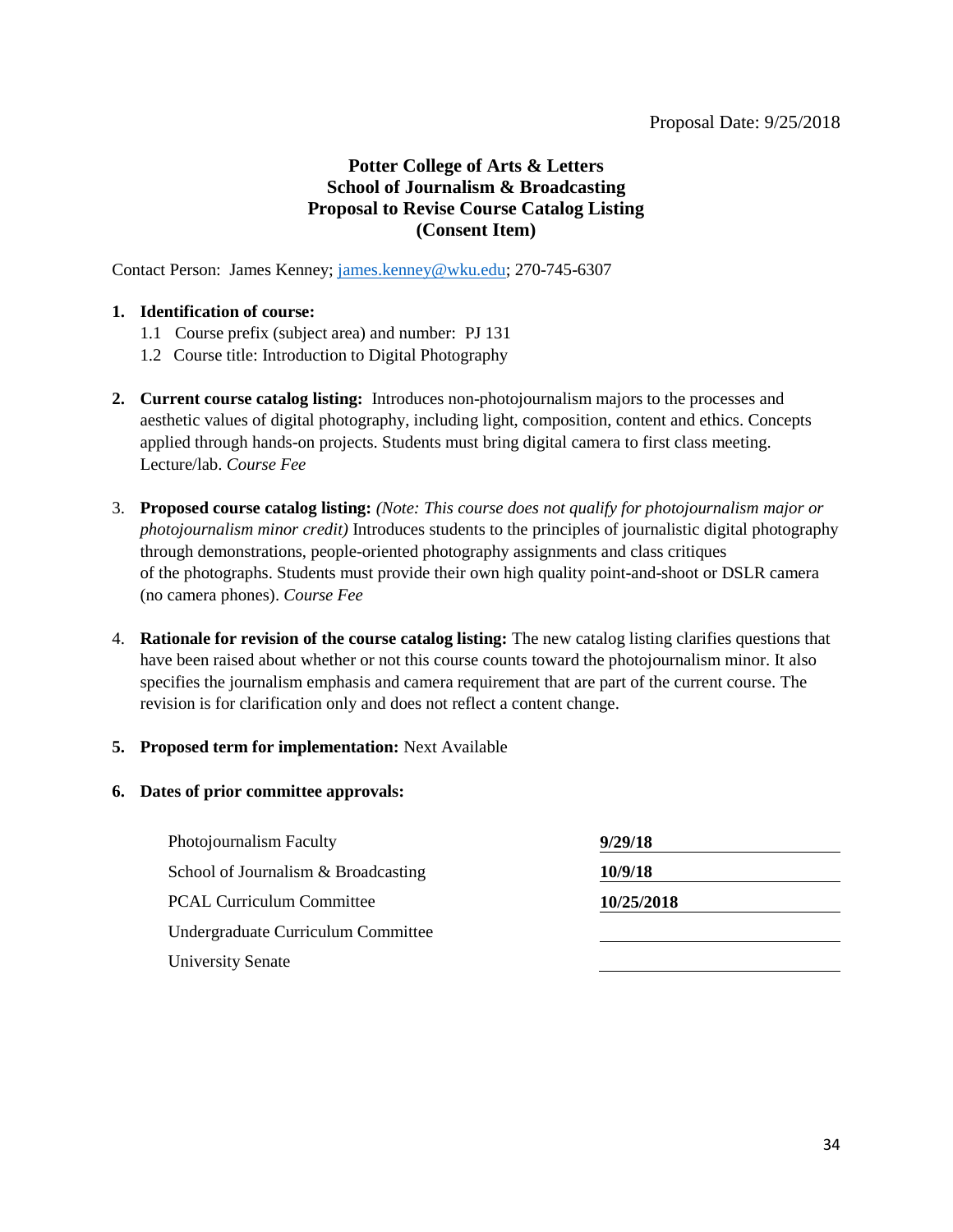Proposal Date: 9/25/2018

**Potter College of Arts & Letters**
**School of Journalism & Broadcasting**
**Proposal to Revise Course Catalog Listing**
**(Consent Item)**

Contact Person: James Kenney; james.kenney@wku.edu; 270-745-6307

1. **Identification of course:**
   1.1 Course prefix (subject area) and number: PJ 131
   1.2 Course title: Introduction to Digital Photography

2. **Current course catalog listing:** Introduces non-photojournalism majors to the processes and aesthetic values of digital photography, including light, composition, content and ethics. Concepts applied through hands-on projects. Students must bring digital camera to first class meeting. Lecture/lab. *Course Fee*

3. **Proposed course catalog listing:** *(Note: This course does not qualify for photojournalism major or photojournalism minor credit)* Introduces students to the principles of journalistic digital photography through demonstrations, people-oriented photography assignments and class critiques of the photographs. Students must provide their own high quality point-and-shoot or DSLR camera (no camera phones). *Course Fee*

4. **Rationale for revision of the course catalog listing:** The new catalog listing clarifies questions that have been raised about whether or not this course counts toward the photojournalism minor. It also specifies the journalism emphasis and camera requirement that are part of the current course. The revision is for clarification only and does not reflect a content change.

5. **Proposed term for implementation:** Next Available

6. **Dates of prior committee approvals:**

| | |
|---|---|
| Photojournalism Faculty | **9/29/18** |
| School of Journalism & Broadcasting | **10/9/18** |
| PCAL Curriculum Committee | **10/25/2018** |
| Undergraduate Curriculum Committee | |
| University Senate | |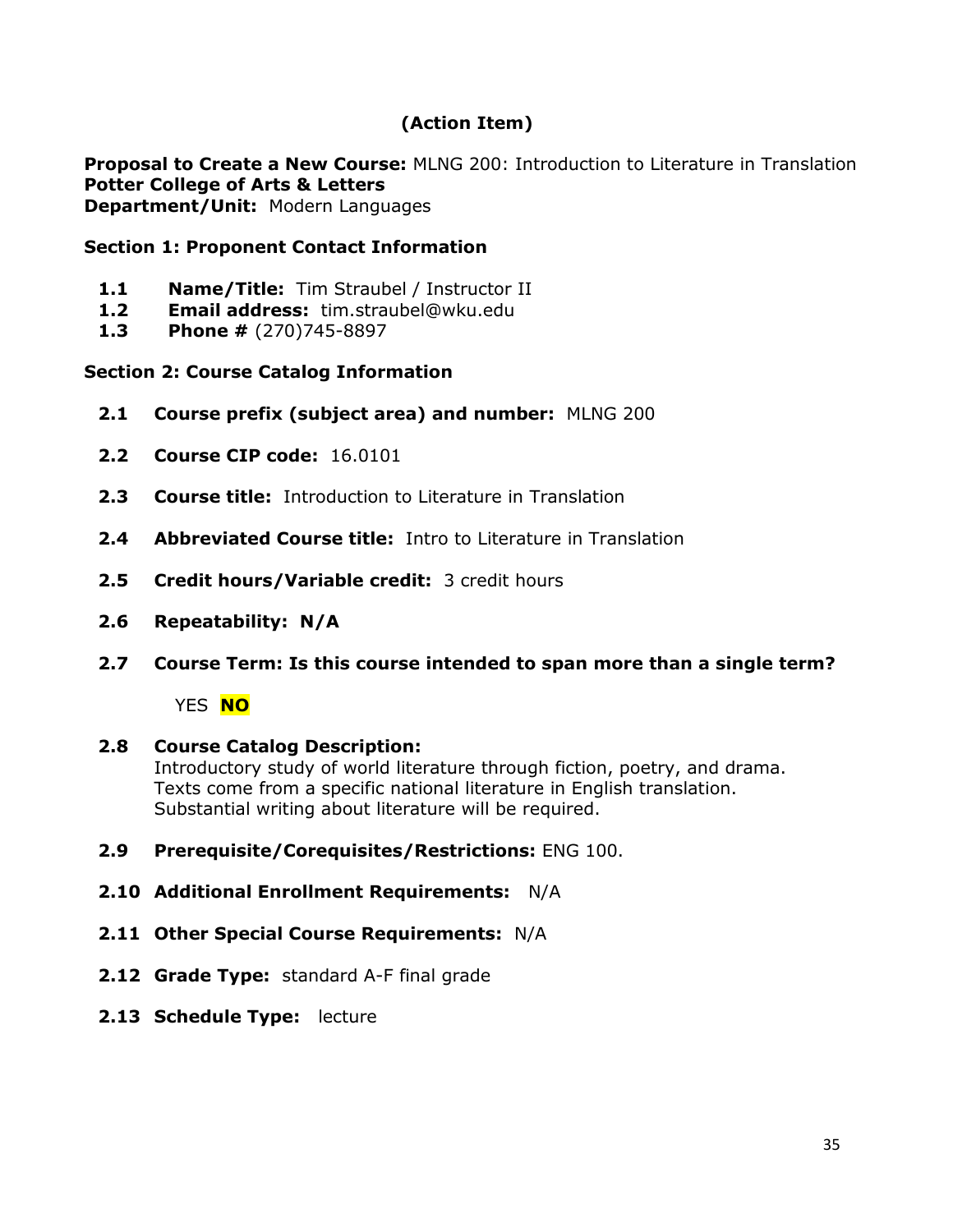**(Action Item)**

**Proposal to Create a New Course:** MLNG 200: Introduction to Literature in Translation
**Potter College of Arts & Letters**
**Department/Unit:** Modern Languages

**Section 1: Proponent Contact Information**

- **1.1 Name/Title:** Tim Straubel / Instructor II
- **1.2 Email address:** tim.straubel@wku.edu
- **1.3 Phone #** (270)745-8897

**Section 2: Course Catalog Information**

**2.1 Course prefix (subject area) and number:** MLNG 200

**2.2 Course CIP code:** 16.0101

**2.3 Course title:** Introduction to Literature in Translation

**2.4 Abbreviated Course title:** Intro to Literature in Translation

**2.5 Credit hours/Variable credit:** 3 credit hours

**2.6 Repeatability: N/A**

**2.7 Course Term: Is this course intended to span more than a single term?**

YES **NO**

**2.8 Course Catalog Description:**
Introductory study of world literature through fiction, poetry, and drama. Texts come from a specific national literature in English translation. Substantial writing about literature will be required.

**2.9 Prerequisite/Corequisites/Restrictions:** ENG 100.

**2.10 Additional Enrollment Requirements:** N/A

**2.11 Other Special Course Requirements:** N/A

**2.12 Grade Type:** standard A-F final grade

**2.13 Schedule Type:** lecture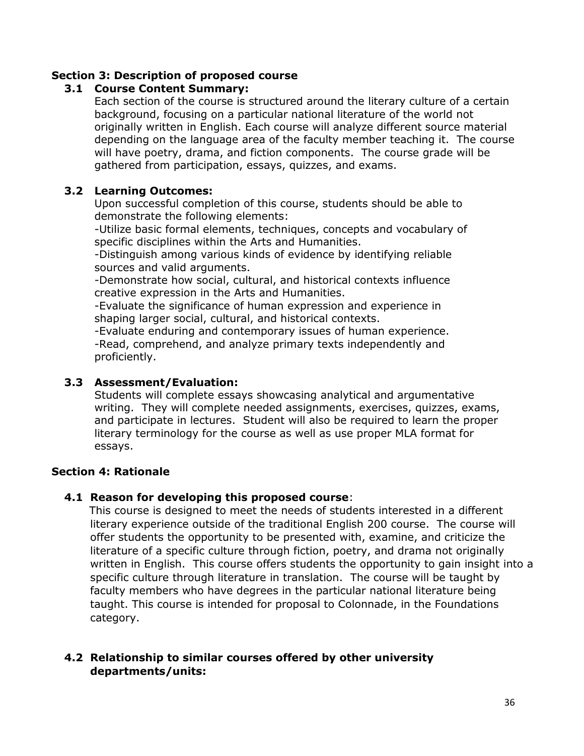## Section 3: Description of proposed course

### 3.1 Course Content Summary:

Each section of the course is structured around the literary culture of a certain background, focusing on a particular national literature of the world not originally written in English. Each course will analyze different source material depending on the language area of the faculty member teaching it. The course will have poetry, drama, and fiction components. The course grade will be gathered from participation, essays, quizzes, and exams.

### 3.2 Learning Outcomes:

Upon successful completion of this course, students should be able to demonstrate the following elements:

-Utilize basic formal elements, techniques, concepts and vocabulary of specific disciplines within the Arts and Humanities.

-Distinguish among various kinds of evidence by identifying reliable sources and valid arguments.

-Demonstrate how social, cultural, and historical contexts influence creative expression in the Arts and Humanities.

-Evaluate the significance of human expression and experience in shaping larger social, cultural, and historical contexts.

-Evaluate enduring and contemporary issues of human experience.

-Read, comprehend, and analyze primary texts independently and proficiently.

### 3.3 Assessment/Evaluation:

Students will complete essays showcasing analytical and argumentative writing. They will complete needed assignments, exercises, quizzes, exams, and participate in lectures. Student will also be required to learn the proper literary terminology for the course as well as use proper MLA format for essays.

## Section 4: Rationale

### 4.1 Reason for developing this proposed course:

This course is designed to meet the needs of students interested in a different literary experience outside of the traditional English 200 course. The course will offer students the opportunity to be presented with, examine, and criticize the literature of a specific culture through fiction, poetry, and drama not originally written in English. This course offers students the opportunity to gain insight into a specific culture through literature in translation. The course will be taught by faculty members who have degrees in the particular national literature being taught. This course is intended for proposal to Colonnade, in the Foundations category.

### 4.2 Relationship to similar courses offered by other university departments/units: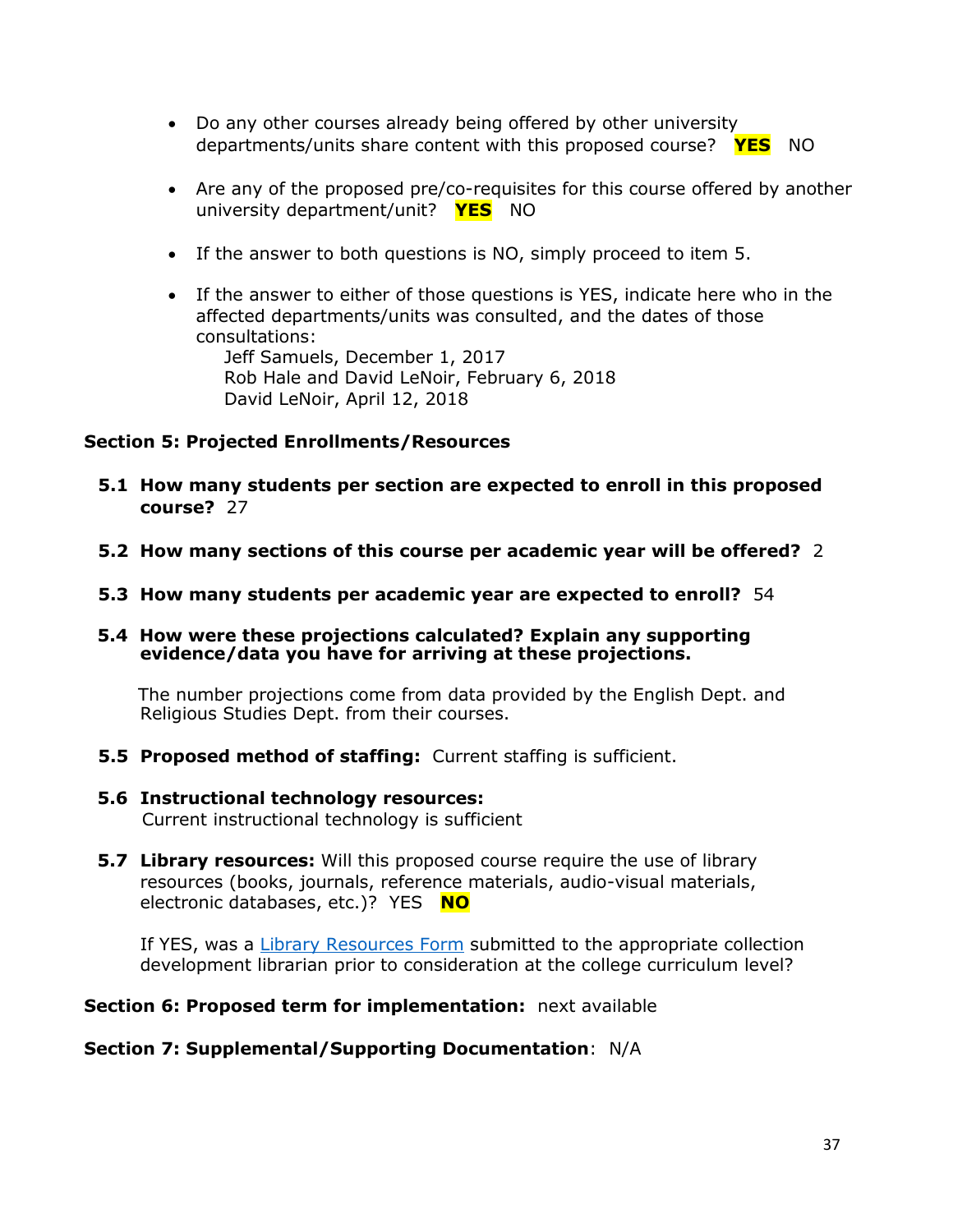- Do any other courses already being offered by other university departments/units share content with this proposed course? **YES** NO

- Are any of the proposed pre/co-requisites for this course offered by another university department/unit? **YES** NO

- If the answer to both questions is NO, simply proceed to item 5.

- If the answer to either of those questions is YES, indicate here who in the affected departments/units was consulted, and the dates of those consultations:
  Jeff Samuels, December 1, 2017
  Rob Hale and David LeNoir, February 6, 2018
  David LeNoir, April 12, 2018

**Section 5: Projected Enrollments/Resources**

**5.1 How many students per section are expected to enroll in this proposed course?** 27

**5.2 How many sections of this course per academic year will be offered?** 2

**5.3 How many students per academic year are expected to enroll?** 54

**5.4 How were these projections calculated? Explain any supporting evidence/data you have for arriving at these projections.**

The number projections come from data provided by the English Dept. and Religious Studies Dept. from their courses.

**5.5 Proposed method of staffing:** Current staffing is sufficient.

**5.6 Instructional technology resources:**
Current instructional technology is sufficient

**5.7 Library resources:** Will this proposed course require the use of library resources (books, journals, reference materials, audio-visual materials, electronic databases, etc.)? YES **NO**

If YES, was a Library Resources Form submitted to the appropriate collection development librarian prior to consideration at the college curriculum level?

**Section 6: Proposed term for implementation:** next available

**Section 7: Supplemental/Supporting Documentation**: N/A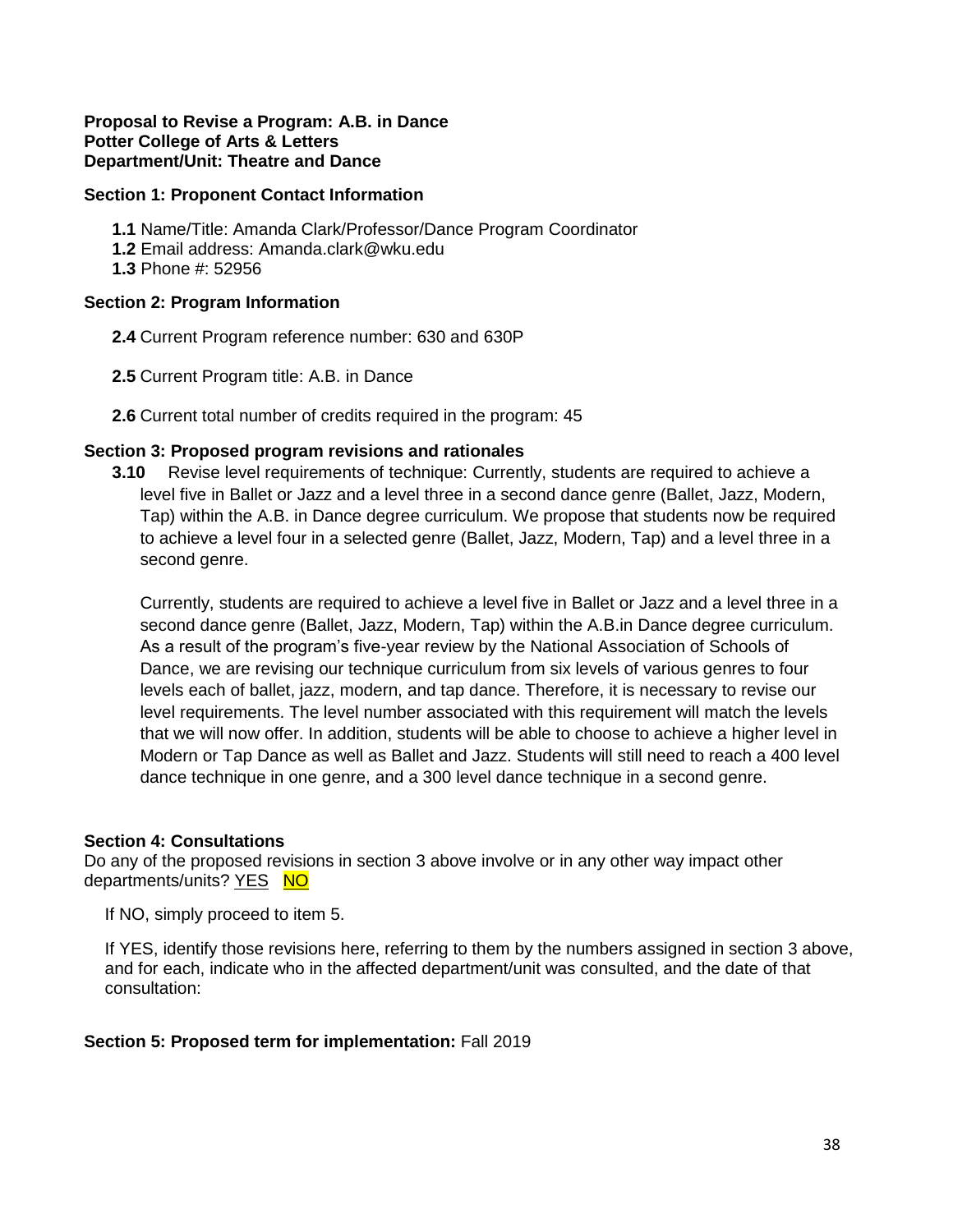**Proposal to Revise a Program: A.B. in Dance**
**Potter College of Arts & Letters**
**Department/Unit: Theatre and Dance**

**Section 1: Proponent Contact Information**

- **1.1** Name/Title: Amanda Clark/Professor/Dance Program Coordinator
- **1.2** Email address: Amanda.clark@wku.edu
- **1.3** Phone #: 52956

**Section 2: Program Information**

**2.4** Current Program reference number: 630 and 630P

**2.5** Current Program title: A.B. in Dance

**2.6** Current total number of credits required in the program: 45

**Section 3: Proposed program revisions and rationales**

**3.10** Revise level requirements of technique: Currently, students are required to achieve a level five in Ballet or Jazz and a level three in a second dance genre (Ballet, Jazz, Modern, Tap) within the A.B. in Dance degree curriculum. We propose that students now be required to achieve a level four in a selected genre (Ballet, Jazz, Modern, Tap) and a level three in a second genre.

Currently, students are required to achieve a level five in Ballet or Jazz and a level three in a second dance genre (Ballet, Jazz, Modern, Tap) within the A.B.in Dance degree curriculum. As a result of the program's five-year review by the National Association of Schools of Dance, we are revising our technique curriculum from six levels of various genres to four levels each of ballet, jazz, modern, and tap dance. Therefore, it is necessary to revise our level requirements. The level number associated with this requirement will match the levels that we will now offer. In addition, students will be able to choose to achieve a higher level in Modern or Tap Dance as well as Ballet and Jazz. Students will still need to reach a 400 level dance technique in one genre, and a 300 level dance technique in a second genre.

**Section 4: Consultations**
Do any of the proposed revisions in section 3 above involve or in any other way impact other departments/units? YES NO

If NO, simply proceed to item 5.

If YES, identify those revisions here, referring to them by the numbers assigned in section 3 above, and for each, indicate who in the affected department/unit was consulted, and the date of that consultation:

**Section 5: Proposed term for implementation:** Fall 2019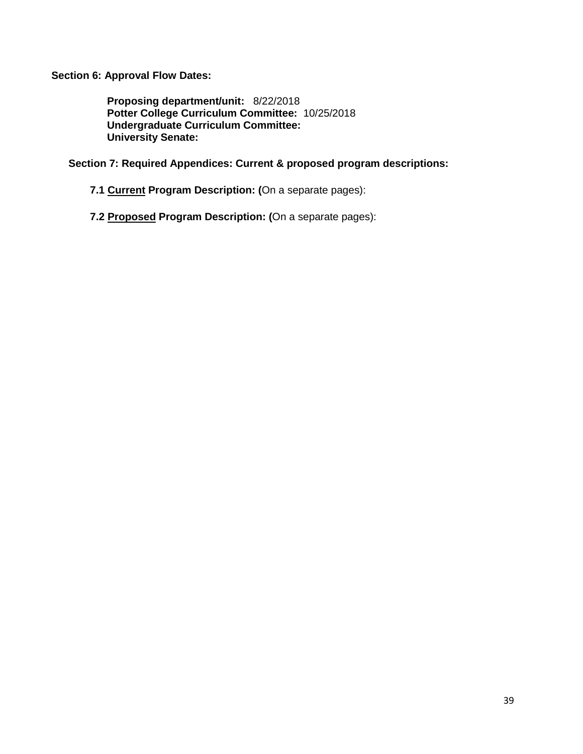**Section 6: Approval Flow Dates:**

**Proposing department/unit:** 8/22/2018
**Potter College Curriculum Committee:** 10/25/2018
**Undergraduate Curriculum Committee:**
**University Senate:**

**Section 7: Required Appendices: Current & proposed program descriptions:**

**7.1 <u>Current</u> Program Description: (**On a separate pages):

**7.2 <u>Proposed</u> Program Description: (**On a separate pages):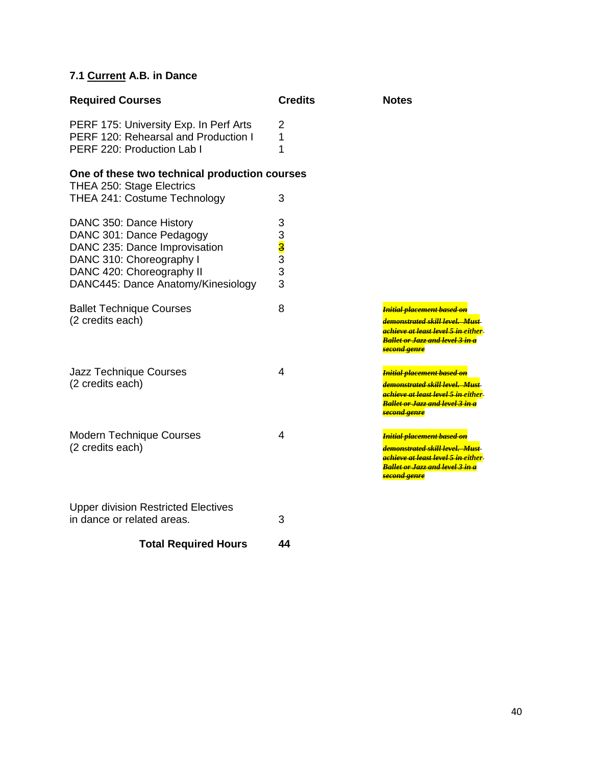### 7.1 Current A.B. in Dance

| Required Courses | Credits | Notes |
|---|---|---|
| PERF 175: University Exp. In Perf Arts | 2 | |
| PERF 120: Rehearsal and Production I | 1 | |
| PERF 220: Production Lab I | 1 | |
| **One of these two technical production courses** | | |
| THEA 250: Stage Electrics | | |
| THEA 241: Costume Technology | 3 | |
| DANC 350: Dance History | 3 | |
| DANC 301: Dance Pedagogy | 3 | |
| DANC 235: Dance Improvisation | 3 | |
| DANC 310: Choreography I | 3 | |
| DANC 420: Choreography II | 3 | |
| DANC445: Dance Anatomy/Kinesiology | 3 | |
| Ballet Technique Courses (2 credits each) | 8 | ~~*Initial placement based on demonstrated skill level. Must achieve at least level 5 in either Ballet or Jazz and level 3 in a second genre*~~ |
| Jazz Technique Courses (2 credits each) | 4 | ~~*Initial placement based on demonstrated skill level. Must achieve at least level 5 in either Ballet or Jazz and level 3 in a second genre*~~ |
| Modern Technique Courses (2 credits each) | 4 | ~~*Initial placement based on demonstrated skill level. Must achieve at least level 5 in either Ballet or Jazz and level 3 in a second genre*~~ |
| Upper division Restricted Electives in dance or related areas. | 3 | |
| **Total Required Hours** | **44** | |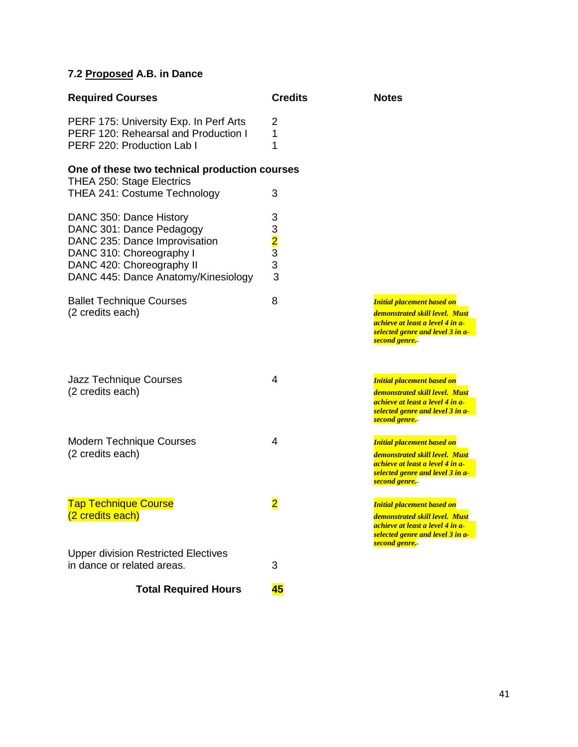### 7.2 Proposed A.B. in Dance

| Required Courses | Credits | Notes |
|---|---|---|
| PERF 175: University Exp. In Perf Arts | 2 | |
| PERF 120: Rehearsal and Production I | 1 | |
| PERF 220: Production Lab I | 1 | |
| **One of these two technical production courses** | | |
| THEA 250: Stage Electrics | | |
| THEA 241: Costume Technology | 3 | |
| DANC 350: Dance History | 3 | |
| DANC 301: Dance Pedagogy | 3 | |
| DANC 235: Dance Improvisation | 2 | |
| DANC 310: Choreography I | 3 | |
| DANC 420: Choreography II | 3 | |
| DANC 445: Dance Anatomy/Kinesiology | 3 | |
| Ballet Technique Courses (2 credits each) | 8 | *Initial placement based on demonstrated skill level. Must achieve at least a level 4 in a selected genre and level 3 in a second genre.* |
| Jazz Technique Courses (2 credits each) | 4 | *Initial placement based on demonstrated skill level. Must achieve at least a level 4 in a selected genre and level 3 in a second genre.* |
| Modern Technique Courses (2 credits each) | 4 | *Initial placement based on demonstrated skill level. Must achieve at least a level 4 in a selected genre and level 3 in a second genre.* |
| Tap Technique Course (2 credits each) | 2 | *Initial placement based on demonstrated skill level. Must achieve at least a level 4 in a selected genre and level 3 in a second genre.* |
| Upper division Restricted Electives in dance or related areas. | 3 | |
| **Total Required Hours** | **45** | |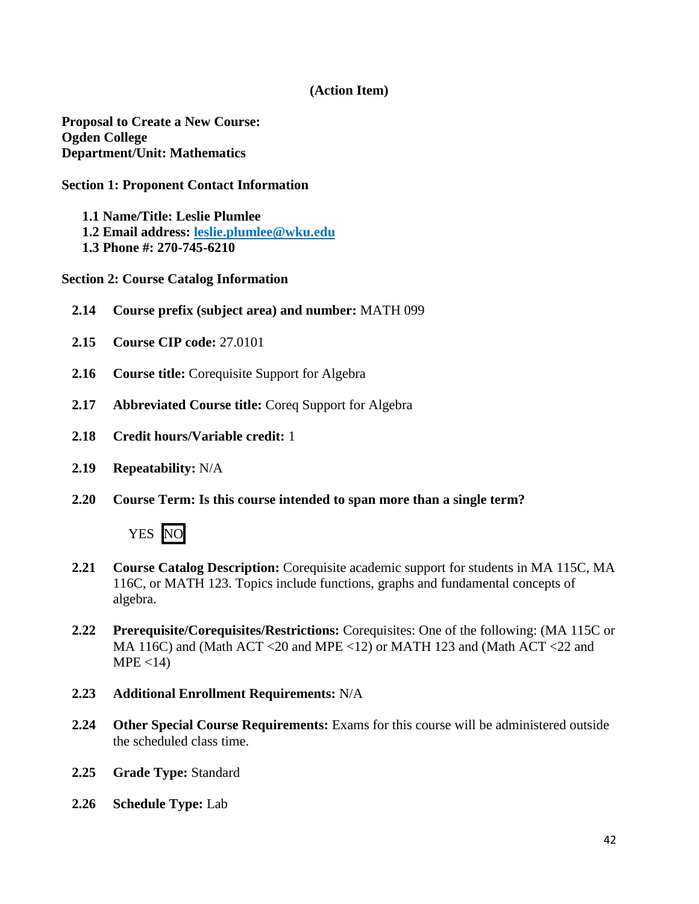**(Action Item)**

**Proposal to Create a New Course:**
**Ogden College**
**Department/Unit: Mathematics**

**Section 1: Proponent Contact Information**

- **1.1 Name/Title: Leslie Plumlee**
- **1.2 Email address: leslie.plumlee@wku.edu**
- **1.3 Phone #: 270-745-6210**

**Section 2: Course Catalog Information**

**2.14 Course prefix (subject area) and number:** MATH 099

**2.15 Course CIP code:** 27.0101

**2.16 Course title:** Corequisite Support for Algebra

**2.17 Abbreviated Course title:** Coreq Support for Algebra

**2.18 Credit hours/Variable credit:** 1

**2.19 Repeatability:** N/A

**2.20 Course Term: Is this course intended to span more than a single term?**

YES **[NO]**

**2.21 Course Catalog Description:** Corequisite academic support for students in MA 115C, MA 116C, or MATH 123. Topics include functions, graphs and fundamental concepts of algebra.

**2.22 Prerequisite/Corequisites/Restrictions:** Corequisites: One of the following: (MA 115C or MA 116C) and (Math ACT <20 and MPE <12) or MATH 123 and (Math ACT <22 and MPE <14)

**2.23 Additional Enrollment Requirements:** N/A

**2.24 Other Special Course Requirements:** Exams for this course will be administered outside the scheduled class time.

**2.25 Grade Type:** Standard

**2.26 Schedule Type:** Lab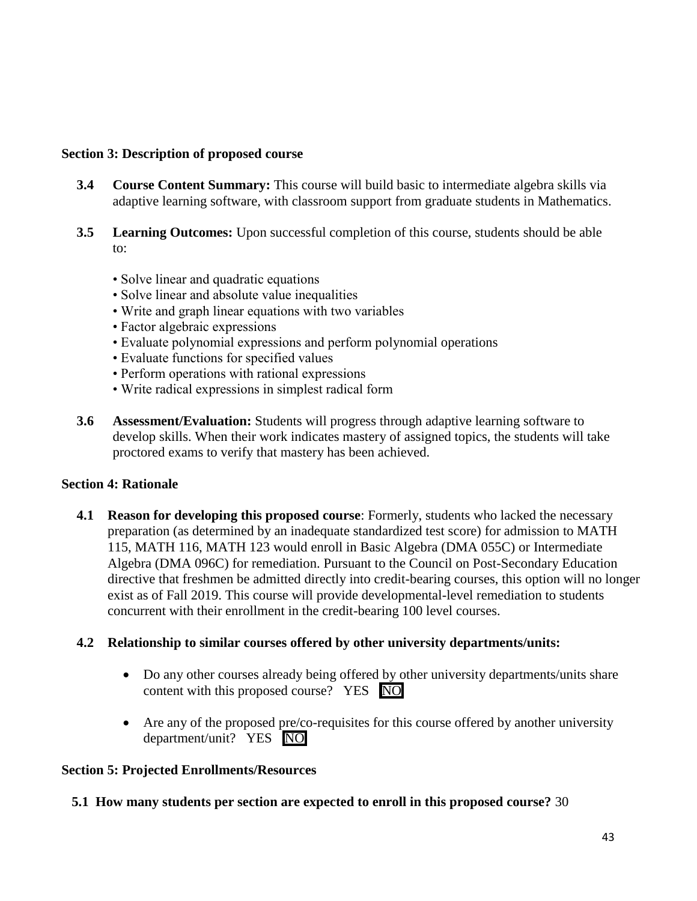**Section 3: Description of proposed course**

**3.4 Course Content Summary:** This course will build basic to intermediate algebra skills via adaptive learning software, with classroom support from graduate students in Mathematics.

**3.5 Learning Outcomes:** Upon successful completion of this course, students should be able to:

- Solve linear and quadratic equations
- Solve linear and absolute value inequalities
- Write and graph linear equations with two variables
- Factor algebraic expressions
- Evaluate polynomial expressions and perform polynomial operations
- Evaluate functions for specified values
- Perform operations with rational expressions
- Write radical expressions in simplest radical form

**3.6 Assessment/Evaluation:** Students will progress through adaptive learning software to develop skills. When their work indicates mastery of assigned topics, the students will take proctored exams to verify that mastery has been achieved.

**Section 4: Rationale**

**4.1 Reason for developing this proposed course**: Formerly, students who lacked the necessary preparation (as determined by an inadequate standardized test score) for admission to MATH 115, MATH 116, MATH 123 would enroll in Basic Algebra (DMA 055C) or Intermediate Algebra (DMA 096C) for remediation. Pursuant to the Council on Post-Secondary Education directive that freshmen be admitted directly into credit-bearing courses, this option will no longer exist as of Fall 2019. This course will provide developmental-level remediation to students concurrent with their enrollment in the credit-bearing 100 level courses.

**4.2 Relationship to similar courses offered by other university departments/units:**

- Do any other courses already being offered by other university departments/units share content with this proposed course? YES **NO**
- Are any of the proposed pre/co-requisites for this course offered by another university department/unit? YES **NO**

**Section 5: Projected Enrollments/Resources**

**5.1 How many students per section are expected to enroll in this proposed course?** 30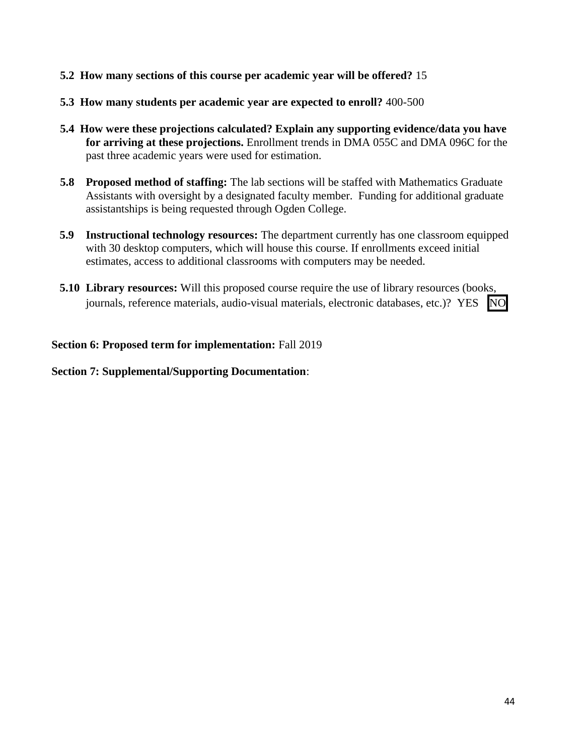**5.2 How many sections of this course per academic year will be offered?** 15

**5.3 How many students per academic year are expected to enroll?** 400-500

**5.4 How were these projections calculated? Explain any supporting evidence/data you have for arriving at these projections.** Enrollment trends in DMA 055C and DMA 096C for the past three academic years were used for estimation.

**5.8 Proposed method of staffing:** The lab sections will be staffed with Mathematics Graduate Assistants with oversight by a designated faculty member. Funding for additional graduate assistantships is being requested through Ogden College.

**5.9 Instructional technology resources:** The department currently has one classroom equipped with 30 desktop computers, which will house this course. If enrollments exceed initial estimates, access to additional classrooms with computers may be needed.

**5.10 Library resources:** Will this proposed course require the use of library resources (books, journals, reference materials, audio-visual materials, electronic databases, etc.)? YES **[NO]**

**Section 6: Proposed term for implementation:** Fall 2019

**Section 7: Supplemental/Supporting Documentation**: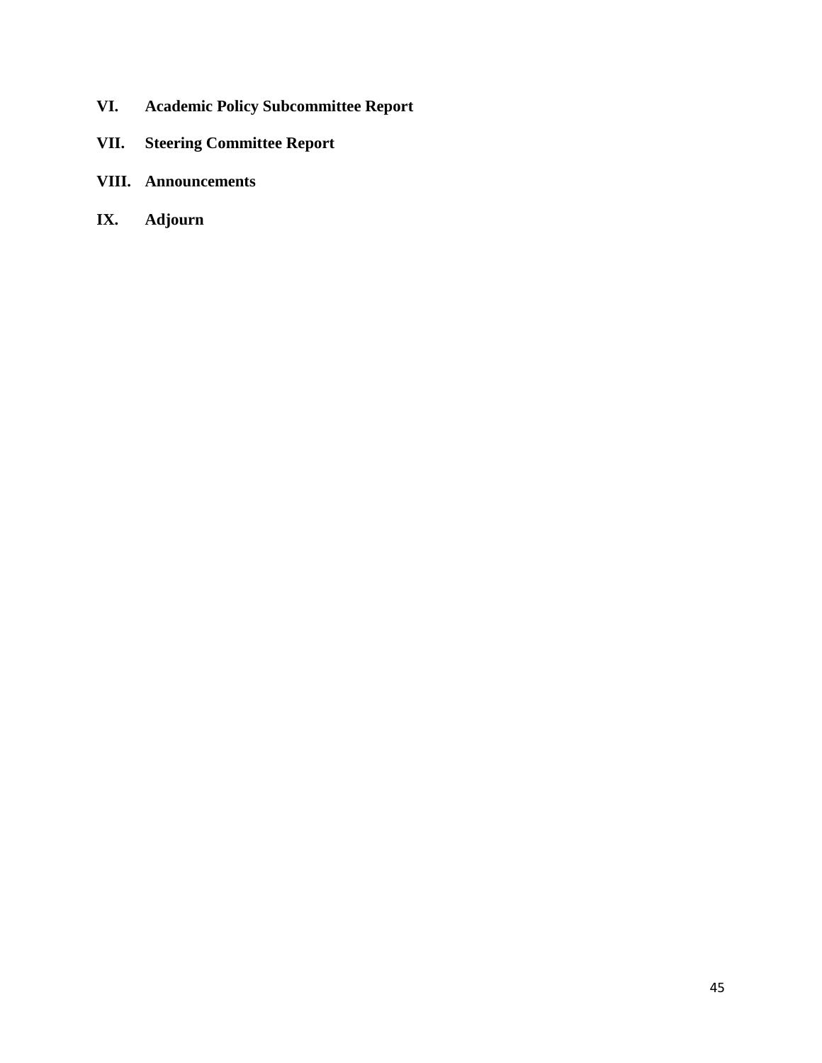**VI. Academic Policy Subcommittee Report**

**VII. Steering Committee Report**

**VIII. Announcements**

**IX. Adjourn**